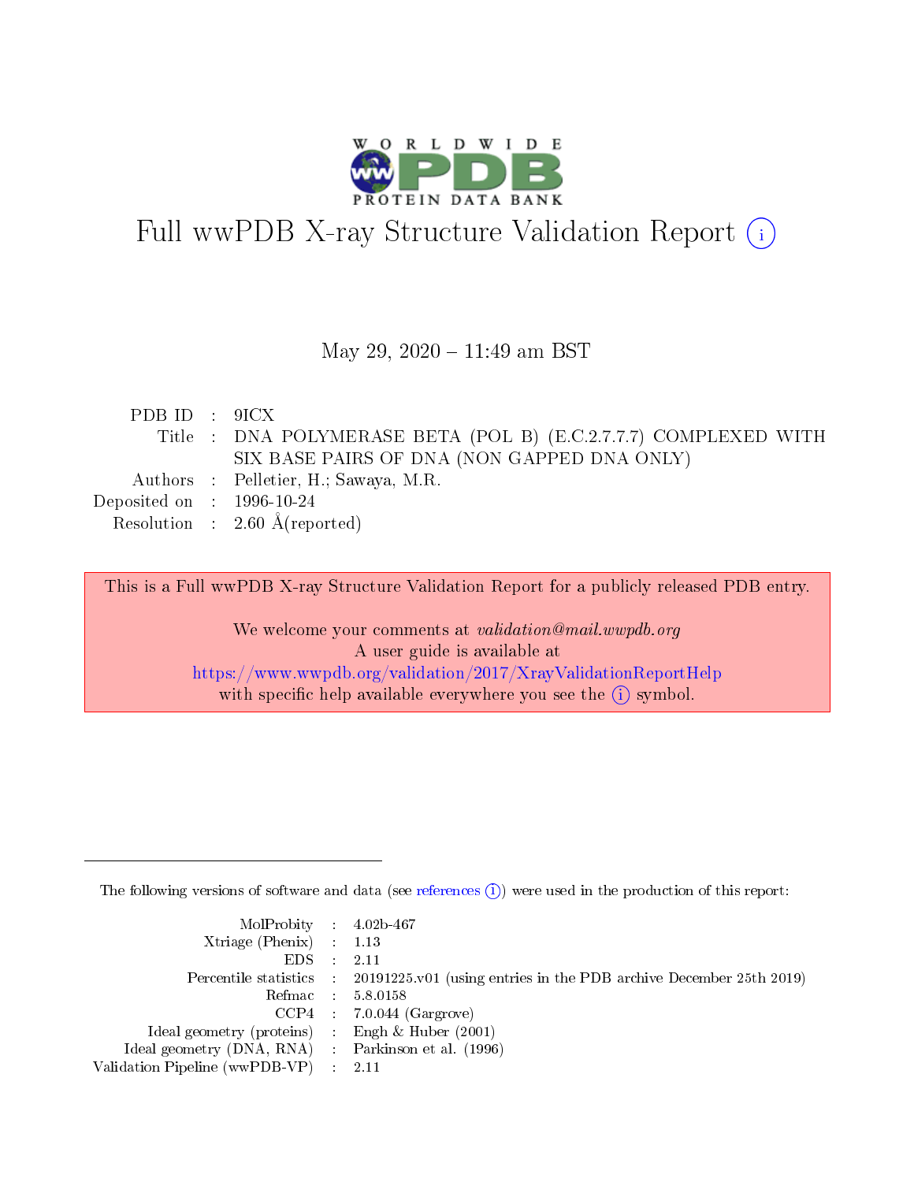# Full wwPDB X-ray Structure Validation Report

May 29, 2020 – 11:49 am BST

| | | |
|---|---|---|
| PDB ID | : | 9ICX |
| Title | : | DNA POLYMERASE BETA (POL B) (E.C.2.7.7.7) COMPLEXED WITH SIX BASE PAIRS OF DNA (NON GAPPED DNA ONLY) |
| Authors | : | Pelletier, H.; Sawaya, M.R. |
| Deposited on | : | 1996-10-24 |
| Resolution | : | 2.60 Å(reported) |

This is a Full wwPDB X-ray Structure Validation Report for a publicly released PDB entry.

We welcome your comments at *validation@mail.wwpdb.org*
A user guide is available at
https://www.wwpdb.org/validation/2017/XrayValidationReportHelp
with specific help available everywhere you see the (i) symbol.

The following versions of software and data (see references (i)) were used in the production of this report:

| | | |
|---|---|---|
| MolProbity | : | 4.02b-467 |
| Xtriage (Phenix) | : | 1.13 |
| EDS | : | 2.11 |
| Percentile statistics | : | 20191225.v01 (using entries in the PDB archive December 25th 2019) |
| Refmac | : | 5.8.0158 |
| CCP4 | : | 7.0.044 (Gargrove) |
| Ideal geometry (proteins) | : | Engh & Huber (2001) |
| Ideal geometry (DNA, RNA) | : | Parkinson et al. (1996) |
| Validation Pipeline (wwPDB-VP) | : | 2.11 |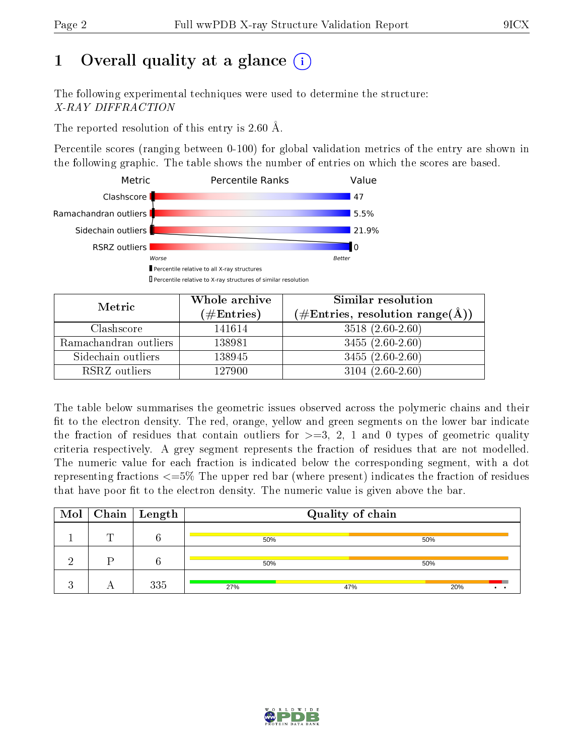# 1 Overall quality at a glance (i)

The following experimental techniques were used to determine the structure:
*X-RAY DIFFRACTION*

The reported resolution of this entry is 2.60 Å.

Percentile scores (ranging between 0-100) for global validation metrics of the entry are shown in the following graphic. The table shows the number of entries on which the scores are based.

| Metric | Value |
|---|---|
| Clashscore | 47 |
| Ramachandran outliers | 5.5% |
| Sidechain outliers | 21.9% |
| RSRZ outliers | 0 |

Worse — Better

▮ Percentile relative to all X-ray structures
▯ Percentile relative to X-ray structures of similar resolution

| Metric | Whole archive (#Entries) | Similar resolution (#Entries, resolution range(Å)) |
|---|---|---|
| Clashscore | 141614 | 3518 (2.60-2.60) |
| Ramachandran outliers | 138981 | 3455 (2.60-2.60) |
| Sidechain outliers | 138945 | 3455 (2.60-2.60) |
| RSRZ outliers | 127900 | 3104 (2.60-2.60) |

The table below summarises the geometric issues observed across the polymeric chains and their fit to the electron density. The red, orange, yellow and green segments on the lower bar indicate the fraction of residues that contain outliers for >=3, 2, 1 and 0 types of geometric quality criteria respectively. A grey segment represents the fraction of residues that are not modelled. The numeric value for each fraction is indicated below the corresponding segment, with a dot representing fractions <=5% The upper red bar (where present) indicates the fraction of residues that have poor fit to the electron density. The numeric value is given above the bar.

| Mol | Chain | Length | Quality of chain |
|---|---|---|---|
| 1 | T | 6 | 50% 50% |
| 2 | P | 6 | 50% 50% |
| 3 | A | 335 | 27% 47% 20% • • |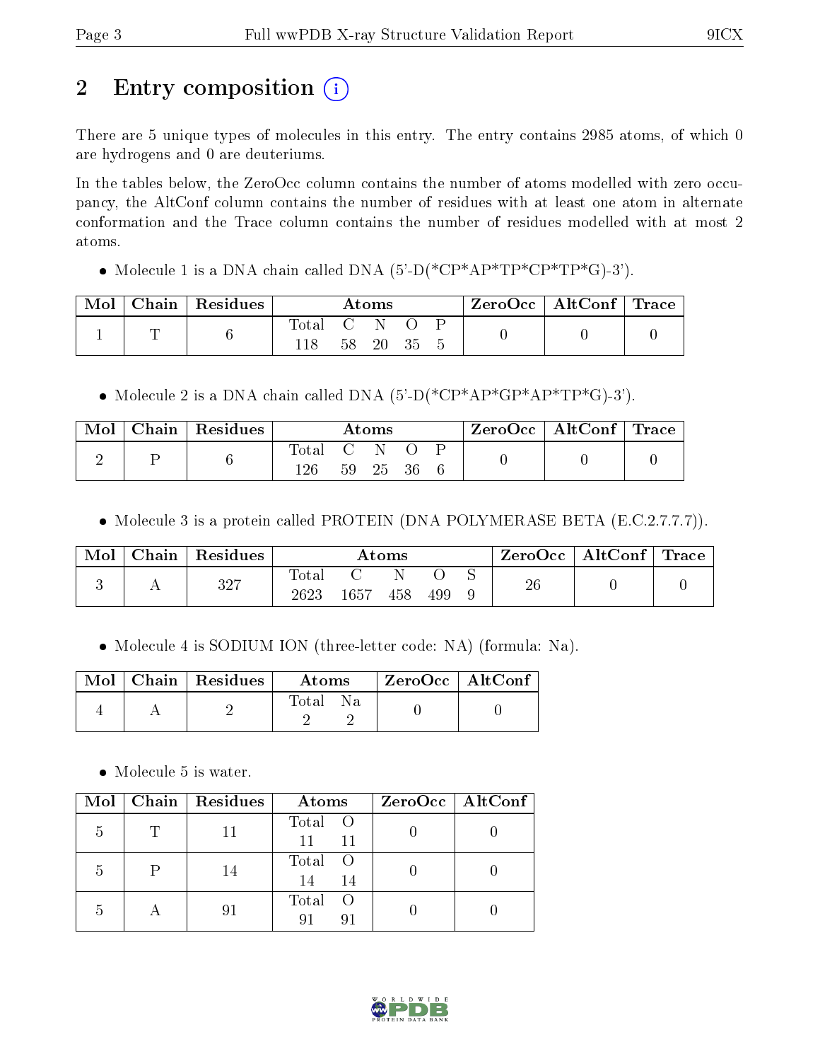# 2 Entry composition (i)

There are 5 unique types of molecules in this entry. The entry contains 2985 atoms, of which 0 are hydrogens and 0 are deuteriums.

In the tables below, the ZeroOcc column contains the number of atoms modelled with zero occupancy, the AltConf column contains the number of residues with at least one atom in alternate conformation and the Trace column contains the number of residues modelled with at most 2 atoms.

- Molecule 1 is a DNA chain called DNA (5'-D(*CP*AP*TP*CP*TP*G)-3').

| Mol | Chain | Residues | Atoms | | | | | ZeroOcc | AltConf | Trace |
|---|---|---|---|---|---|---|---|---|---|---|
| | | | Total | C | N | O | P | | | |
| 1 | T | 6 | 118 | 58 | 20 | 35 | 5 | 0 | 0 | 0 |

- Molecule 2 is a DNA chain called DNA (5'-D(*CP*AP*GP*AP*TP*G)-3').

| Mol | Chain | Residues | Atoms | | | | | ZeroOcc | AltConf | Trace |
|---|---|---|---|---|---|---|---|---|---|---|
| | | | Total | C | N | O | P | | | |
| 2 | P | 6 | 126 | 59 | 25 | 36 | 6 | 0 | 0 | 0 |

- Molecule 3 is a protein called PROTEIN (DNA POLYMERASE BETA (E.C.2.7.7.7)).

| Mol | Chain | Residues | Atoms | | | | | ZeroOcc | AltConf | Trace |
|---|---|---|---|---|---|---|---|---|---|---|
| | | | Total | C | N | O | S | | | |
| 3 | A | 327 | 2623 | 1657 | 458 | 499 | 9 | 26 | 0 | 0 |

- Molecule 4 is SODIUM ION (three-letter code: NA) (formula: Na).

| Mol | Chain | Residues | Atoms | | ZeroOcc | AltConf |
|---|---|---|---|---|---|---|
| | | | Total | Na | | |
| 4 | A | 2 | 2 | 2 | 0 | 0 |

- Molecule 5 is water.

| Mol | Chain | Residues | Atoms | | ZeroOcc | AltConf |
|---|---|---|---|---|---|---|
| | | | Total | O | | |
| 5 | T | 11 | 11 | 11 | 0 | 0 |
| 5 | P | 14 | 14 | 14 | 0 | 0 |
| 5 | A | 91 | 91 | 91 | 0 | 0 |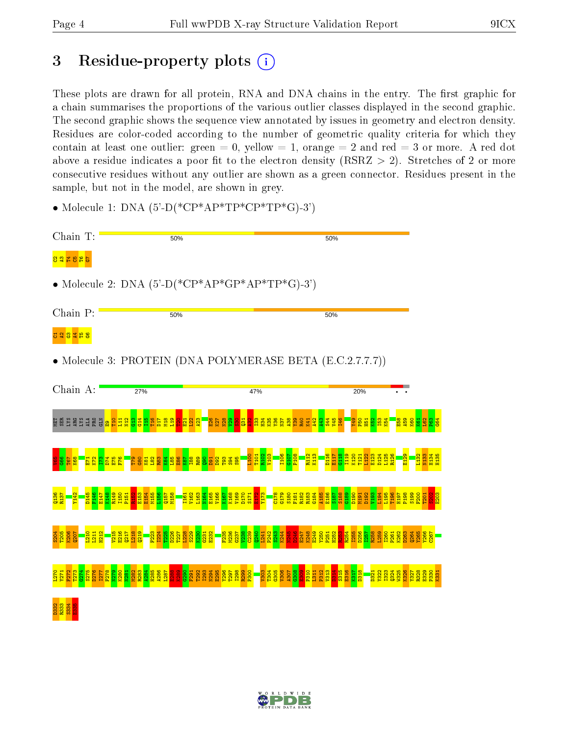# 3 Residue-property plots

These plots are drawn for all protein, RNA and DNA chains in the entry. The first graphic for a chain summarises the proportions of the various outlier classes displayed in the second graphic. The second graphic shows the sequence view annotated by issues in geometry and electron density. Residues are color-coded according to the number of geometric quality criteria for which they contain at least one outlier: green = 0, yellow = 1, orange = 2 and red = 3 or more. A red dot above a residue indicates a poor fit to the electron density (RSRZ > 2). Stretches of 2 or more consecutive residues without any outlier are shown as a green connector. Residues present in the sample, but not in the model, are shown in grey.

- Molecule 1: DNA (5'-D(*CP*AP*TP*CP*TP*G)-3')

Chain T: 50% 50%

C2 A3 T4 C5 T6 G7

- Molecule 2: DNA (5'-D(*CP*AP*GP*AP*TP*G)-3')

Chain P: 50% 50%

C1 A2 G3 A4 T5 G6

- Molecule 3: PROTEIN (DNA POLYMERASE BETA (E.C.2.7.7.7))

Chain A: 27% 47% 20%

MET SER LYS ARG LYS ALA PRO GLN E9 T10 L11 N12 G13 G14 I15 T16 D17 M18 L19 V20 E21 L22 A23 E26 K27 N28 V29 S30 Q31 A32 I33 H34 K35 Y36 N37 A38 Y39 R40 K41 A42 A43 S44 V45 I46 Y49 P50 H51 K52 I53 K54 E58 A59 K60 K61 L62 P63 G64

V65 G66 T67 K68 E71 K72 I73 D74 E75 F76 T79 G80 K81 L82 R83 K84 L85 E86 K87 I88 R89 Q90 D91 D92 T93 S94 S95 L100 T101 R102 V103 I106 G107 P108 R112 K113 D116 E117 G118 I119 K120 T121 L122 E123 D124 L125 R126 E129 L132 N133 H134 H135

Q136 R137 Y142 D145 F146 E147 K148 R149 I150 P151 R152 E153 E154 M155 L156 Q157 M158 I161 V162 L163 N164 E165 V166 K167 K168 V169 D170 S171 E172 Y173 C178 G179 S180 F181 R182 R183 G184 A185 E186 S187 S188 G189 D190 M191 D192 V193 L194 L195 T196 H197 P198 S199 F200 T201 S202 E203

S204 K205 Q206 Q207 L210 L211 H212 V215 E216 Q217 L218 Q219 F223 I224 T225 D226 T227 L228 S229 K230 G231 E232 F235 M236 G237 V238 C239 Q240 L241 P242 S243 K244 N245 D246 E247 K248 E249 Y250 P251 H252 R253 R254 I255 D256 I257 R258 L259 I260 P261 K262 D263 Q264 Y265 Y266 C267

L270 Y271 F272 T273 G274 S275 D276 I277 F278 N279 K280 N281 M282 R283 A284 H285 A286 L287 E288 K289 G290 F291 T292 I293 N294 E295 Y296 T297 I298 R299 P300 V303 T304 G305 V306 A307 G308 E309 P310 L311 P312 V313 D314 S315 E316 K317 D318 D321 Y322 I323 Q324 W325 K326 Y327 R328 E329 P330 K331

D332 R333 S334 E335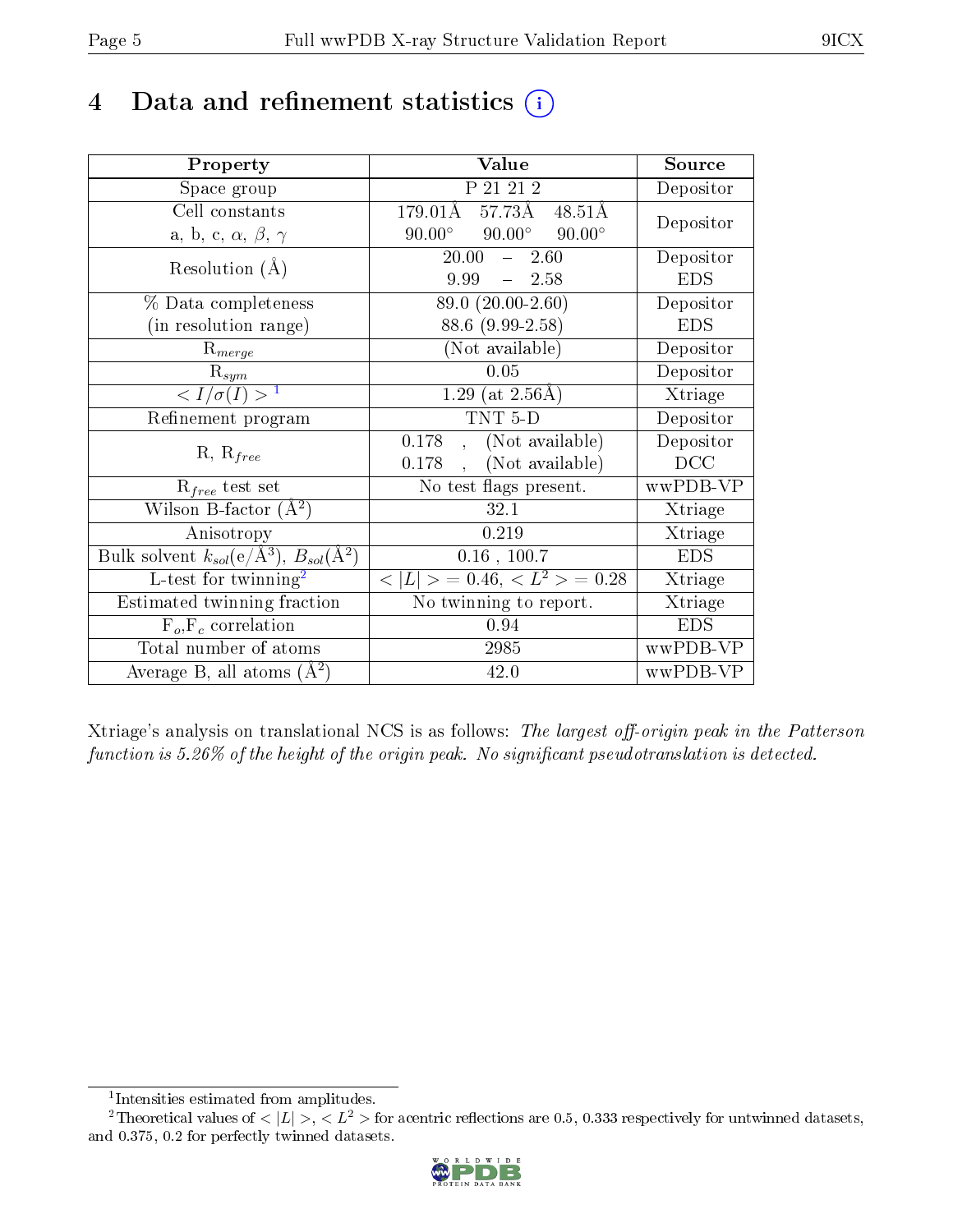# 4 Data and refinement statistics

| Property | Value | Source |
|---|---|---|
| Space group | P 21 21 2 | Depositor |
| Cell constants<br>a, b, c, $\alpha$, $\beta$, $\gamma$ | 179.01Å 57.73Å 48.51Å<br>90.00° 90.00° 90.00° | Depositor |
| Resolution (Å) | 20.00 – 2.60<br>9.99 – 2.58 | Depositor<br>EDS |
| % Data completeness<br>(in resolution range) | 89.0 (20.00-2.60)<br>88.6 (9.99-2.58) | Depositor<br>EDS |
| $R_{merge}$ | (Not available) | Depositor |
| $R_{sym}$ | 0.05 | Depositor |
| $< I/\sigma(I) >$ [1] | 1.29 (at 2.56Å) | Xtriage |
| Refinement program | TNT 5-D | Depositor |
| R, $R_{free}$ | 0.178 , (Not available)<br>0.178 , (Not available) | Depositor<br>DCC |
| $R_{free}$ test set | No test flags present. | wwPDB-VP |
| Wilson B-factor (Å$^2$) | 32.1 | Xtriage |
| Anisotropy | 0.219 | Xtriage |
| Bulk solvent $k_{sol}$(e/Å$^3$), $B_{sol}$(Å$^2$) | 0.16 , 100.7 | EDS |
| L-test for twinning[2] | $< \lvert L \rvert >$ = 0.46, $< L^2 >$ = 0.28 | Xtriage |
| Estimated twinning fraction | No twinning to report. | Xtriage |
| $F_o$,$F_c$ correlation | 0.94 | EDS |
| Total number of atoms | 2985 | wwPDB-VP |
| Average B, all atoms (Å$^2$) | 42.0 | wwPDB-VP |

Xtriage's analysis on translational NCS is as follows: *The largest off-origin peak in the Patterson function is 5.26% of the height of the origin peak. No significant pseudotranslation is detected.*

[1] Intensities estimated from amplitudes.

[2] Theoretical values of $< \lvert L \rvert >$, $< L^2 >$ for acentric reflections are 0.5, 0.333 respectively for untwinned datasets, and 0.375, 0.2 for perfectly twinned datasets.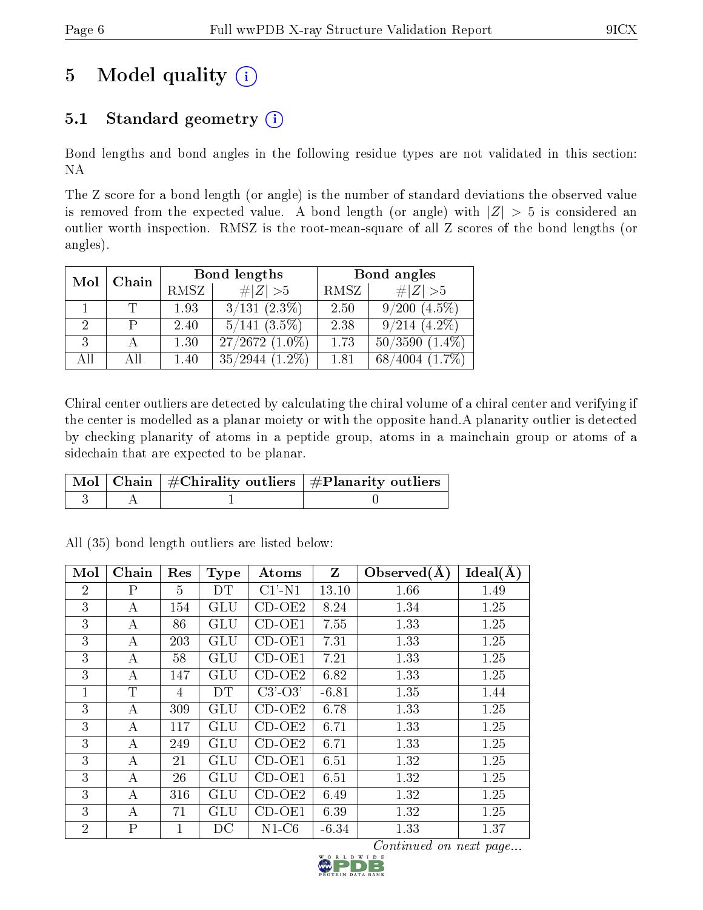# 5 Model quality (i)

## 5.1 Standard geometry (i)

Bond lengths and bond angles in the following residue types are not validated in this section: NA

The Z score for a bond length (or angle) is the number of standard deviations the observed value is removed from the expected value. A bond length (or angle) with $|Z| > 5$ is considered an outlier worth inspection. RMSZ is the root-mean-square of all Z scores of the bond lengths (or angles).

| Mol | Chain | Bond lengths | | Bond angles | |
|---|---|---|---|---|---|
| | | RMSZ | $\#\|Z\| >5$ | RMSZ | $\#\|Z\| >5$ |
| 1 | T | 1.93 | 3/131 (2.3%) | 2.50 | 9/200 (4.5%) |
| 2 | P | 2.40 | 5/141 (3.5%) | 2.38 | 9/214 (4.2%) |
| 3 | A | 1.30 | 27/2672 (1.0%) | 1.73 | 50/3590 (1.4%) |
| All | All | 1.40 | 35/2944 (1.2%) | 1.81 | 68/4004 (1.7%) |

Chiral center outliers are detected by calculating the chiral volume of a chiral center and verifying if the center is modelled as a planar moiety or with the opposite hand.A planarity outlier is detected by checking planarity of atoms in a peptide group, atoms in a mainchain group or atoms of a sidechain that are expected to be planar.

| Mol | Chain | #Chirality outliers | #Planarity outliers |
|---|---|---|---|
| 3 | A | 1 | 0 |

All (35) bond length outliers are listed below:

| Mol | Chain | Res | Type | Atoms | Z | Observed(Å) | Ideal(Å) |
|---|---|---|---|---|---|---|---|
| 2 | P | 5 | DT | C1'-N1 | 13.10 | 1.66 | 1.49 |
| 3 | A | 154 | GLU | CD-OE2 | 8.24 | 1.34 | 1.25 |
| 3 | A | 86 | GLU | CD-OE1 | 7.55 | 1.33 | 1.25 |
| 3 | A | 203 | GLU | CD-OE1 | 7.31 | 1.33 | 1.25 |
| 3 | A | 58 | GLU | CD-OE1 | 7.21 | 1.33 | 1.25 |
| 3 | A | 147 | GLU | CD-OE2 | 6.82 | 1.33 | 1.25 |
| 1 | T | 4 | DT | C3'-O3' | -6.81 | 1.35 | 1.44 |
| 3 | A | 309 | GLU | CD-OE2 | 6.78 | 1.33 | 1.25 |
| 3 | A | 117 | GLU | CD-OE2 | 6.71 | 1.33 | 1.25 |
| 3 | A | 249 | GLU | CD-OE2 | 6.71 | 1.33 | 1.25 |
| 3 | A | 21 | GLU | CD-OE1 | 6.51 | 1.32 | 1.25 |
| 3 | A | 26 | GLU | CD-OE1 | 6.51 | 1.32 | 1.25 |
| 3 | A | 316 | GLU | CD-OE2 | 6.49 | 1.32 | 1.25 |
| 3 | A | 71 | GLU | CD-OE1 | 6.39 | 1.32 | 1.25 |
| 2 | P | 1 | DC | N1-C6 | -6.34 | 1.33 | 1.37 |

*Continued on next page...*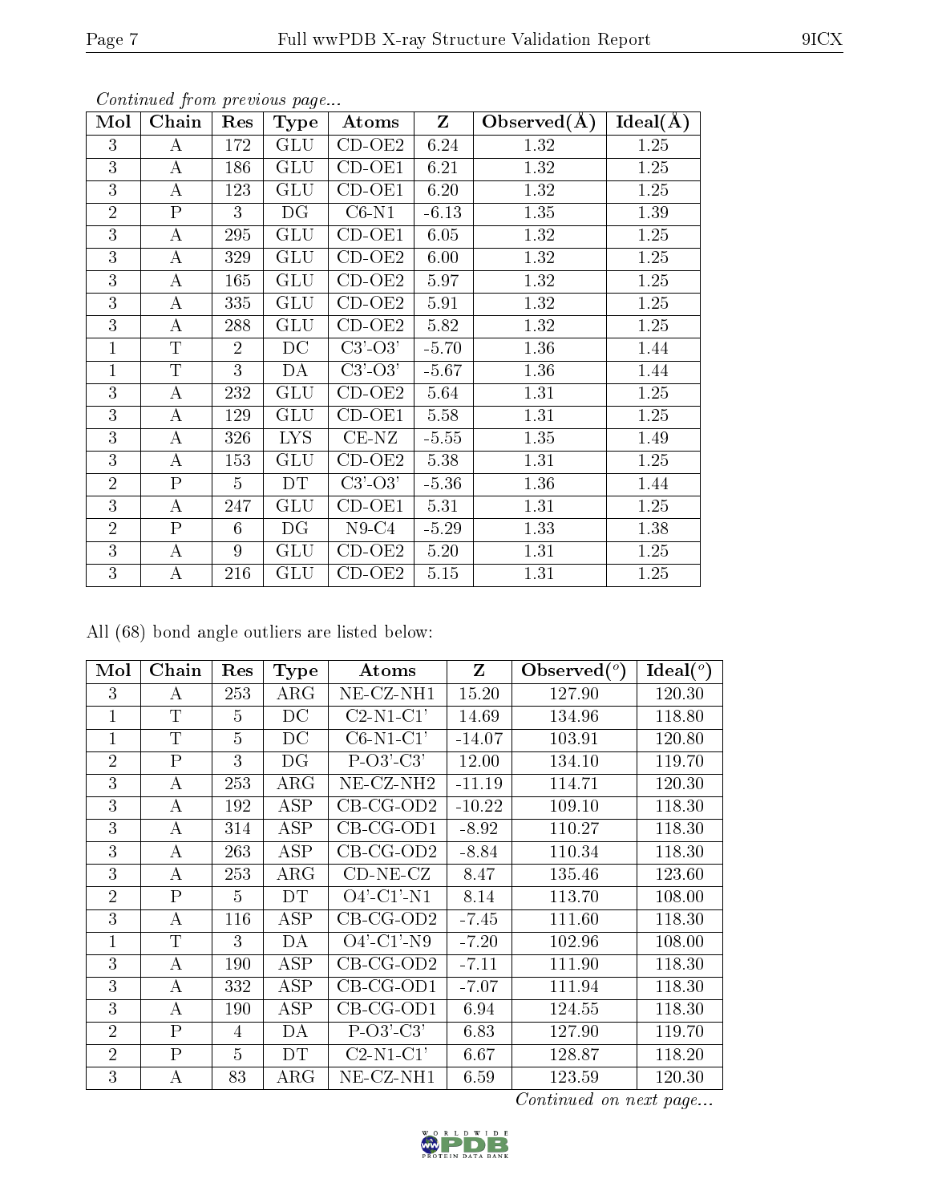*Continued from previous page...*

| Mol | Chain | Res | Type | Atoms | Z | Observed(Å) | Ideal(Å) |
|---|---|---|---|---|---|---|---|
| 3 | A | 172 | GLU | CD-OE2 | 6.24 | 1.32 | 1.25 |
| 3 | A | 186 | GLU | CD-OE1 | 6.21 | 1.32 | 1.25 |
| 3 | A | 123 | GLU | CD-OE1 | 6.20 | 1.32 | 1.25 |
| 2 | P | 3 | DG | C6-N1 | -6.13 | 1.35 | 1.39 |
| 3 | A | 295 | GLU | CD-OE1 | 6.05 | 1.32 | 1.25 |
| 3 | A | 329 | GLU | CD-OE2 | 6.00 | 1.32 | 1.25 |
| 3 | A | 165 | GLU | CD-OE2 | 5.97 | 1.32 | 1.25 |
| 3 | A | 335 | GLU | CD-OE2 | 5.91 | 1.32 | 1.25 |
| 3 | A | 288 | GLU | CD-OE2 | 5.82 | 1.32 | 1.25 |
| 1 | T | 2 | DC | C3'-O3' | -5.70 | 1.36 | 1.44 |
| 1 | T | 3 | DA | C3'-O3' | -5.67 | 1.36 | 1.44 |
| 3 | A | 232 | GLU | CD-OE2 | 5.64 | 1.31 | 1.25 |
| 3 | A | 129 | GLU | CD-OE1 | 5.58 | 1.31 | 1.25 |
| 3 | A | 326 | LYS | CE-NZ | -5.55 | 1.35 | 1.49 |
| 3 | A | 153 | GLU | CD-OE2 | 5.38 | 1.31 | 1.25 |
| 2 | P | 5 | DT | C3'-O3' | -5.36 | 1.36 | 1.44 |
| 3 | A | 247 | GLU | CD-OE1 | 5.31 | 1.31 | 1.25 |
| 2 | P | 6 | DG | N9-C4 | -5.29 | 1.33 | 1.38 |
| 3 | A | 9 | GLU | CD-OE2 | 5.20 | 1.31 | 1.25 |
| 3 | A | 216 | GLU | CD-OE2 | 5.15 | 1.31 | 1.25 |

All (68) bond angle outliers are listed below:

| Mol | Chain | Res | Type | Atoms | Z | Observed(°) | Ideal(°) |
|---|---|---|---|---|---|---|---|
| 3 | A | 253 | ARG | NE-CZ-NH1 | 15.20 | 127.90 | 120.30 |
| 1 | T | 5 | DC | C2-N1-C1' | 14.69 | 134.96 | 118.80 |
| 1 | T | 5 | DC | C6-N1-C1' | -14.07 | 103.91 | 120.80 |
| 2 | P | 3 | DG | P-O3'-C3' | 12.00 | 134.10 | 119.70 |
| 3 | A | 253 | ARG | NE-CZ-NH2 | -11.19 | 114.71 | 120.30 |
| 3 | A | 192 | ASP | CB-CG-OD2 | -10.22 | 109.10 | 118.30 |
| 3 | A | 314 | ASP | CB-CG-OD1 | -8.92 | 110.27 | 118.30 |
| 3 | A | 263 | ASP | CB-CG-OD2 | -8.84 | 110.34 | 118.30 |
| 3 | A | 253 | ARG | CD-NE-CZ | 8.47 | 135.46 | 123.60 |
| 2 | P | 5 | DT | O4'-C1'-N1 | 8.14 | 113.70 | 108.00 |
| 3 | A | 116 | ASP | CB-CG-OD2 | -7.45 | 111.60 | 118.30 |
| 1 | T | 3 | DA | O4'-C1'-N9 | -7.20 | 102.96 | 108.00 |
| 3 | A | 190 | ASP | CB-CG-OD2 | -7.11 | 111.90 | 118.30 |
| 3 | A | 332 | ASP | CB-CG-OD1 | -7.07 | 111.94 | 118.30 |
| 3 | A | 190 | ASP | CB-CG-OD1 | 6.94 | 124.55 | 118.30 |
| 2 | P | 4 | DA | P-O3'-C3' | 6.83 | 127.90 | 119.70 |
| 2 | P | 5 | DT | C2-N1-C1' | 6.67 | 128.87 | 118.20 |
| 3 | A | 83 | ARG | NE-CZ-NH1 | 6.59 | 123.59 | 120.30 |

*Continued on next page...*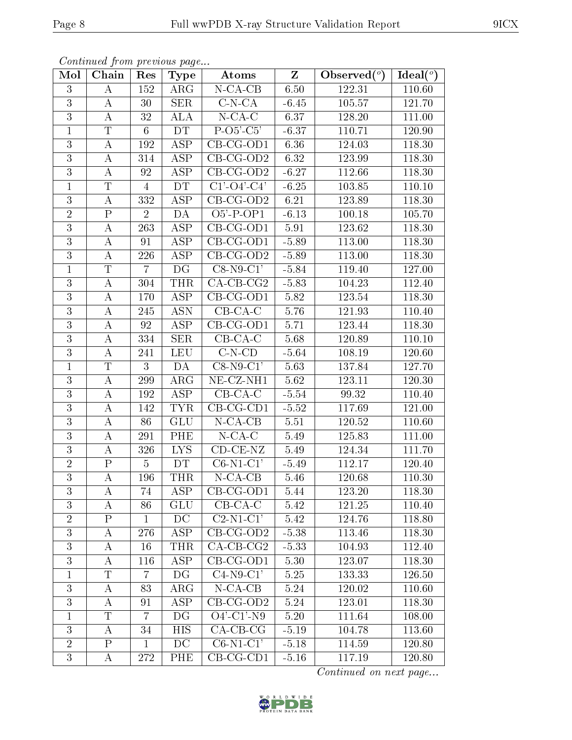*Continued from previous page...*

| Mol | Chain | Res | Type | Atoms | Z | Observed(°) | Ideal(°) |
|---|---|---|---|---|---|---|---|
| 3 | A | 152 | ARG | N-CA-CB | 6.50 | 122.31 | 110.60 |
| 3 | A | 30 | SER | C-N-CA | -6.45 | 105.57 | 121.70 |
| 3 | A | 32 | ALA | N-CA-C | 6.37 | 128.20 | 111.00 |
| 1 | T | 6 | DT | P-O5'-C5' | -6.37 | 110.71 | 120.90 |
| 3 | A | 192 | ASP | CB-CG-OD1 | 6.36 | 124.03 | 118.30 |
| 3 | A | 314 | ASP | CB-CG-OD2 | 6.32 | 123.99 | 118.30 |
| 3 | A | 92 | ASP | CB-CG-OD2 | -6.27 | 112.66 | 118.30 |
| 1 | T | 4 | DT | C1'-O4'-C4' | -6.25 | 103.85 | 110.10 |
| 3 | A | 332 | ASP | CB-CG-OD2 | 6.21 | 123.89 | 118.30 |
| 2 | P | 2 | DA | O5'-P-OP1 | -6.13 | 100.18 | 105.70 |
| 3 | A | 263 | ASP | CB-CG-OD1 | 5.91 | 123.62 | 118.30 |
| 3 | A | 91 | ASP | CB-CG-OD1 | -5.89 | 113.00 | 118.30 |
| 3 | A | 226 | ASP | CB-CG-OD2 | -5.89 | 113.00 | 118.30 |
| 1 | T | 7 | DG | C8-N9-C1' | -5.84 | 119.40 | 127.00 |
| 3 | A | 304 | THR | CA-CB-CG2 | -5.83 | 104.23 | 112.40 |
| 3 | A | 170 | ASP | CB-CG-OD1 | 5.82 | 123.54 | 118.30 |
| 3 | A | 245 | ASN | CB-CA-C | 5.76 | 121.93 | 110.40 |
| 3 | A | 92 | ASP | CB-CG-OD1 | 5.71 | 123.44 | 118.30 |
| 3 | A | 334 | SER | CB-CA-C | 5.68 | 120.89 | 110.10 |
| 3 | A | 241 | LEU | C-N-CD | -5.64 | 108.19 | 120.60 |
| 1 | T | 3 | DA | C8-N9-C1' | 5.63 | 137.84 | 127.70 |
| 3 | A | 299 | ARG | NE-CZ-NH1 | 5.62 | 123.11 | 120.30 |
| 3 | A | 192 | ASP | CB-CA-C | -5.54 | 99.32 | 110.40 |
| 3 | A | 142 | TYR | CB-CG-CD1 | -5.52 | 117.69 | 121.00 |
| 3 | A | 86 | GLU | N-CA-CB | 5.51 | 120.52 | 110.60 |
| 3 | A | 291 | PHE | N-CA-C | 5.49 | 125.83 | 111.00 |
| 3 | A | 326 | LYS | CD-CE-NZ | 5.49 | 124.34 | 111.70 |
| 2 | P | 5 | DT | C6-N1-C1' | -5.49 | 112.17 | 120.40 |
| 3 | A | 196 | THR | N-CA-CB | 5.46 | 120.68 | 110.30 |
| 3 | A | 74 | ASP | CB-CG-OD1 | 5.44 | 123.20 | 118.30 |
| 3 | A | 86 | GLU | CB-CA-C | 5.42 | 121.25 | 110.40 |
| 2 | P | 1 | DC | C2-N1-C1' | 5.42 | 124.76 | 118.80 |
| 3 | A | 276 | ASP | CB-CG-OD2 | -5.38 | 113.46 | 118.30 |
| 3 | A | 16 | THR | CA-CB-CG2 | -5.33 | 104.93 | 112.40 |
| 3 | A | 116 | ASP | CB-CG-OD1 | 5.30 | 123.07 | 118.30 |
| 1 | T | 7 | DG | C4-N9-C1' | 5.25 | 133.33 | 126.50 |
| 3 | A | 83 | ARG | N-CA-CB | 5.24 | 120.02 | 110.60 |
| 3 | A | 91 | ASP | CB-CG-OD2 | 5.24 | 123.01 | 118.30 |
| 1 | T | 7 | DG | O4'-C1'-N9 | 5.20 | 111.64 | 108.00 |
| 3 | A | 34 | HIS | CA-CB-CG | -5.19 | 104.78 | 113.60 |
| 2 | P | 1 | DC | C6-N1-C1' | -5.18 | 114.59 | 120.80 |
| 3 | A | 272 | PHE | CB-CG-CD1 | -5.16 | 117.19 | 120.80 |

*Continued on next page...*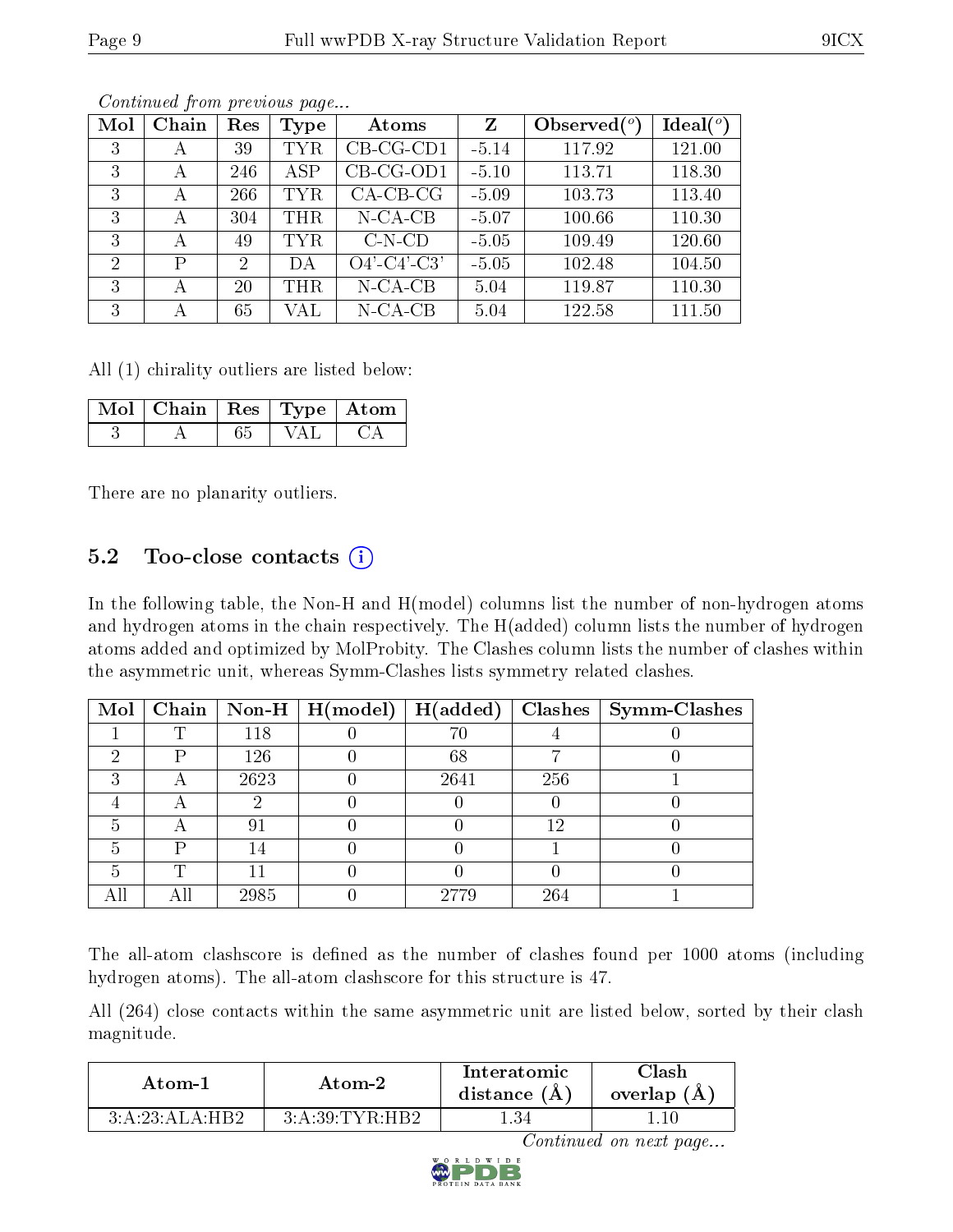*Continued from previous page...*

| Mol | Chain | Res | Type | Atoms | Z | Observed(°) | Ideal(°) |
|---|---|---|---|---|---|---|---|
| 3 | A | 39 | TYR | CB-CG-CD1 | -5.14 | 117.92 | 121.00 |
| 3 | A | 246 | ASP | CB-CG-OD1 | -5.10 | 113.71 | 118.30 |
| 3 | A | 266 | TYR | CA-CB-CG | -5.09 | 103.73 | 113.40 |
| 3 | A | 304 | THR | N-CA-CB | -5.07 | 100.66 | 110.30 |
| 3 | A | 49 | TYR | C-N-CD | -5.05 | 109.49 | 120.60 |
| 2 | P | 2 | DA | O4'-C4'-C3' | -5.05 | 102.48 | 104.50 |
| 3 | A | 20 | THR | N-CA-CB | 5.04 | 119.87 | 110.30 |
| 3 | A | 65 | VAL | N-CA-CB | 5.04 | 122.58 | 111.50 |

All (1) chirality outliers are listed below:

| Mol | Chain | Res | Type | Atom |
|---|---|---|---|---|
| 3 | A | 65 | VAL | CA |

There are no planarity outliers.

### 5.2 Too-close contacts (i)

In the following table, the Non-H and H(model) columns list the number of non-hydrogen atoms and hydrogen atoms in the chain respectively. The H(added) column lists the number of hydrogen atoms added and optimized by MolProbity. The Clashes column lists the number of clashes within the asymmetric unit, whereas Symm-Clashes lists symmetry related clashes.

| Mol | Chain | Non-H | H(model) | H(added) | Clashes | Symm-Clashes |
|---|---|---|---|---|---|---|
| 1 | T | 118 | 0 | 70 | 4 | 0 |
| 2 | P | 126 | 0 | 68 | 7 | 0 |
| 3 | A | 2623 | 0 | 2641 | 256 | 1 |
| 4 | A | 2 | 0 | 0 | 0 | 0 |
| 5 | A | 91 | 0 | 0 | 12 | 0 |
| 5 | P | 14 | 0 | 0 | 1 | 0 |
| 5 | T | 11 | 0 | 0 | 0 | 0 |
| All | All | 2985 | 0 | 2779 | 264 | 1 |

The all-atom clashscore is defined as the number of clashes found per 1000 atoms (including hydrogen atoms). The all-atom clashscore for this structure is 47.

All (264) close contacts within the same asymmetric unit are listed below, sorted by their clash magnitude.

| Atom-1 | Atom-2 | Interatomic distance (Å) | Clash overlap (Å) |
|---|---|---|---|
| 3:A:23:ALA:HB2 | 3:A:39:TYR:HB2 | 1.34 | 1.10 |

*Continued on next page...*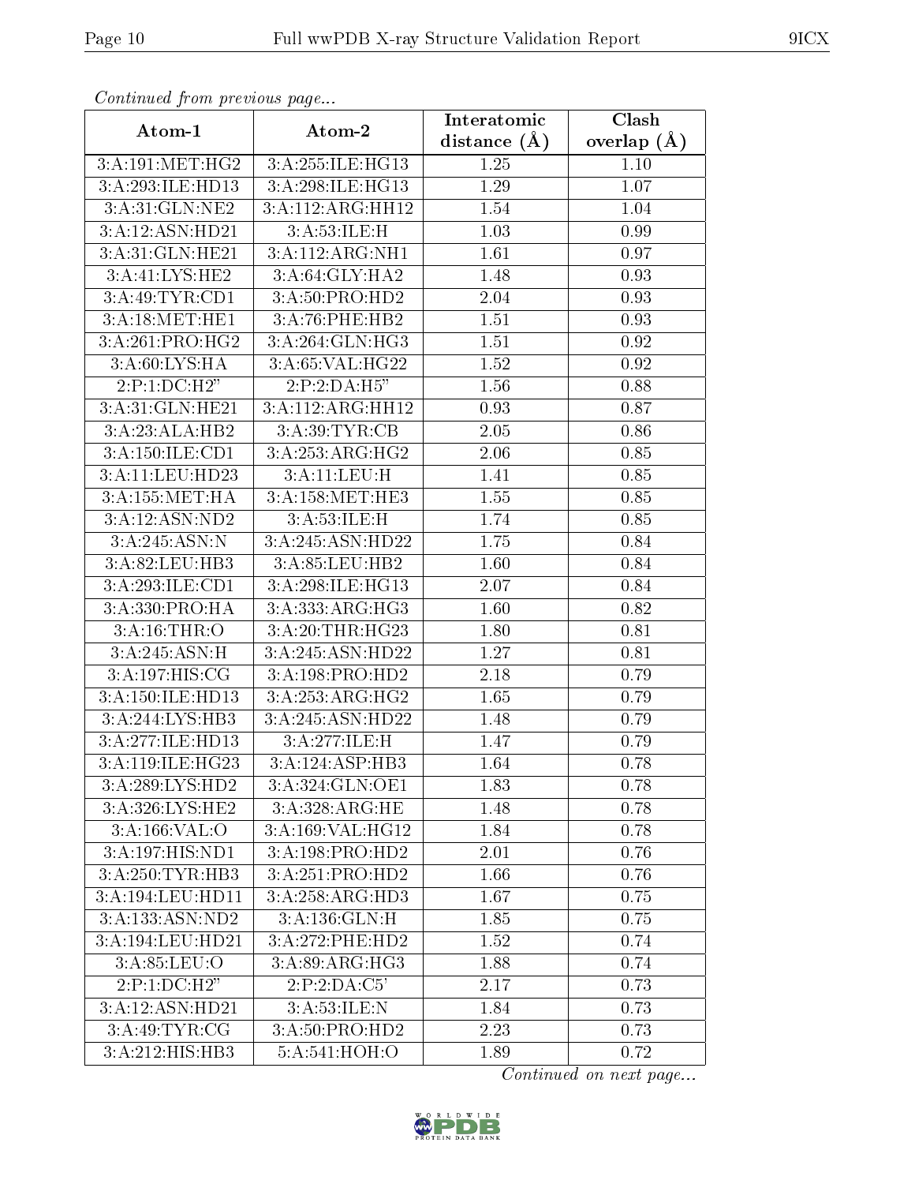*Continued from previous page...*

| Atom-1 | Atom-2 | Interatomic distance (Å) | Clash overlap (Å) |
|---|---|---|---|
| 3:A:191:MET:HG2 | 3:A:255:ILE:HG13 | 1.25 | 1.10 |
| 3:A:293:ILE:HD13 | 3:A:298:ILE:HG13 | 1.29 | 1.07 |
| 3:A:31:GLN:NE2 | 3:A:112:ARG:HH12 | 1.54 | 1.04 |
| 3:A:12:ASN:HD21 | 3:A:53:ILE:H | 1.03 | 0.99 |
| 3:A:31:GLN:HE21 | 3:A:112:ARG:NH1 | 1.61 | 0.97 |
| 3:A:41:LYS:HE2 | 3:A:64:GLY:HA2 | 1.48 | 0.93 |
| 3:A:49:TYR:CD1 | 3:A:50:PRO:HD2 | 2.04 | 0.93 |
| 3:A:18:MET:HE1 | 3:A:76:PHE:HB2 | 1.51 | 0.93 |
| 3:A:261:PRO:HG2 | 3:A:264:GLN:HG3 | 1.51 | 0.92 |
| 3:A:60:LYS:HA | 3:A:65:VAL:HG22 | 1.52 | 0.92 |
| 2:P:1:DC:H2" | 2:P:2:DA:H5" | 1.56 | 0.88 |
| 3:A:31:GLN:HE21 | 3:A:112:ARG:HH12 | 0.93 | 0.87 |
| 3:A:23:ALA:HB2 | 3:A:39:TYR:CB | 2.05 | 0.86 |
| 3:A:150:ILE:CD1 | 3:A:253:ARG:HG2 | 2.06 | 0.85 |
| 3:A:11:LEU:HD23 | 3:A:11:LEU:H | 1.41 | 0.85 |
| 3:A:155:MET:HA | 3:A:158:MET:HE3 | 1.55 | 0.85 |
| 3:A:12:ASN:ND2 | 3:A:53:ILE:H | 1.74 | 0.85 |
| 3:A:245:ASN:N | 3:A:245:ASN:HD22 | 1.75 | 0.84 |
| 3:A:82:LEU:HB3 | 3:A:85:LEU:HB2 | 1.60 | 0.84 |
| 3:A:293:ILE:CD1 | 3:A:298:ILE:HG13 | 2.07 | 0.84 |
| 3:A:330:PRO:HA | 3:A:333:ARG:HG3 | 1.60 | 0.82 |
| 3:A:16:THR:O | 3:A:20:THR:HG23 | 1.80 | 0.81 |
| 3:A:245:ASN:H | 3:A:245:ASN:HD22 | 1.27 | 0.81 |
| 3:A:197:HIS:CG | 3:A:198:PRO:HD2 | 2.18 | 0.79 |
| 3:A:150:ILE:HD13 | 3:A:253:ARG:HG2 | 1.65 | 0.79 |
| 3:A:244:LYS:HB3 | 3:A:245:ASN:HD22 | 1.48 | 0.79 |
| 3:A:277:ILE:HD13 | 3:A:277:ILE:H | 1.47 | 0.79 |
| 3:A:119:ILE:HG23 | 3:A:124:ASP:HB3 | 1.64 | 0.78 |
| 3:A:289:LYS:HD2 | 3:A:324:GLN:OE1 | 1.83 | 0.78 |
| 3:A:326:LYS:HE2 | 3:A:328:ARG:HE | 1.48 | 0.78 |
| 3:A:166:VAL:O | 3:A:169:VAL:HG12 | 1.84 | 0.78 |
| 3:A:197:HIS:ND1 | 3:A:198:PRO:HD2 | 2.01 | 0.76 |
| 3:A:250:TYR:HB3 | 3:A:251:PRO:HD2 | 1.66 | 0.76 |
| 3:A:194:LEU:HD11 | 3:A:258:ARG:HD3 | 1.67 | 0.75 |
| 3:A:133:ASN:ND2 | 3:A:136:GLN:H | 1.85 | 0.75 |
| 3:A:194:LEU:HD21 | 3:A:272:PHE:HD2 | 1.52 | 0.74 |
| 3:A:85:LEU:O | 3:A:89:ARG:HG3 | 1.88 | 0.74 |
| 2:P:1:DC:H2" | 2:P:2:DA:C5' | 2.17 | 0.73 |
| 3:A:12:ASN:HD21 | 3:A:53:ILE:N | 1.84 | 0.73 |
| 3:A:49:TYR:CG | 3:A:50:PRO:HD2 | 2.23 | 0.73 |
| 3:A:212:HIS:HB3 | 5:A:541:HOH:O | 1.89 | 0.72 |

*Continued on next page...*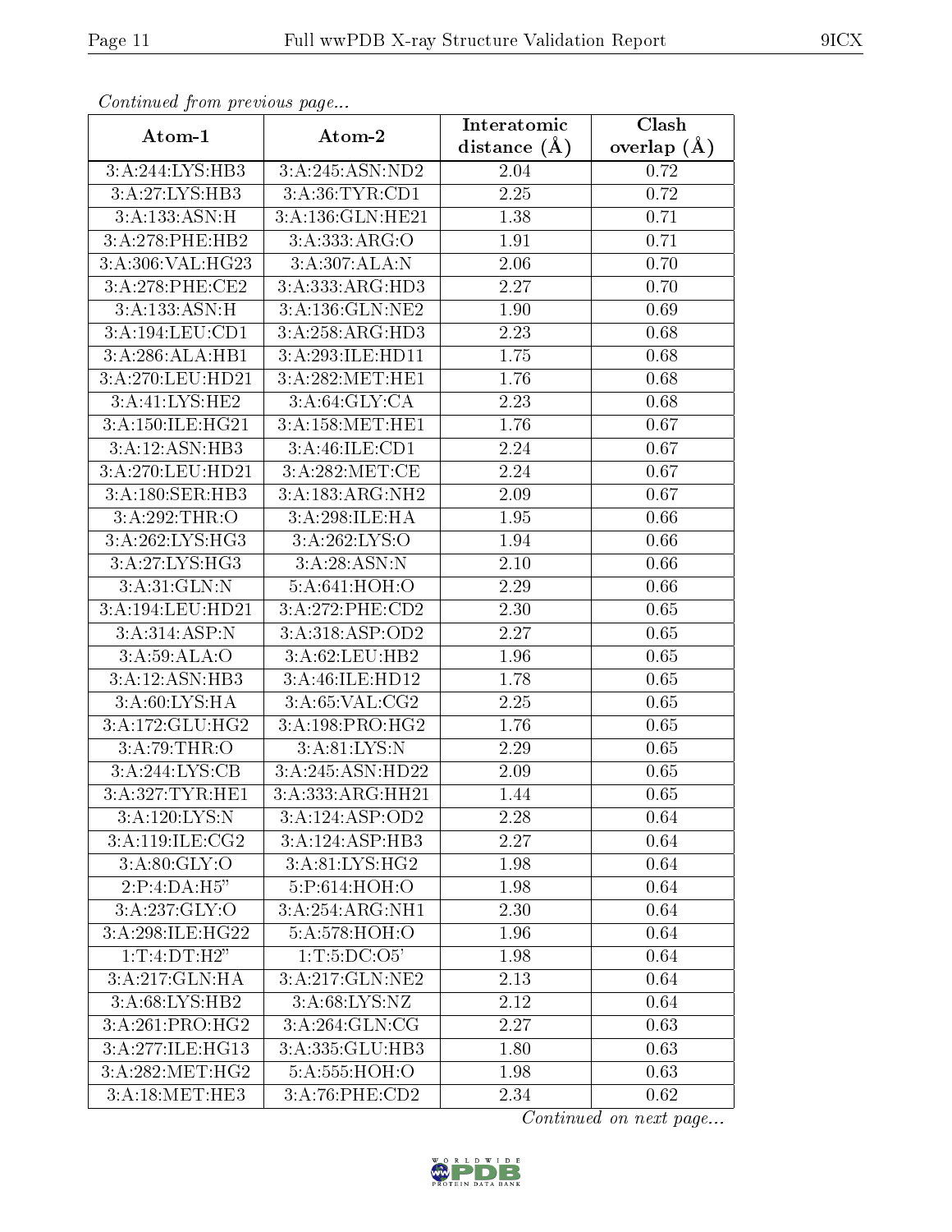*Continued from previous page...*

| Atom-1 | Atom-2 | Interatomic distance (Å) | Clash overlap (Å) |
| --- | --- | --- | --- |
| 3:A:244:LYS:HB3 | 3:A:245:ASN:ND2 | 2.04 | 0.72 |
| 3:A:27:LYS:HB3 | 3:A:36:TYR:CD1 | 2.25 | 0.72 |
| 3:A:133:ASN:H | 3:A:136:GLN:HE21 | 1.38 | 0.71 |
| 3:A:278:PHE:HB2 | 3:A:333:ARG:O | 1.91 | 0.71 |
| 3:A:306:VAL:HG23 | 3:A:307:ALA:N | 2.06 | 0.70 |
| 3:A:278:PHE:CE2 | 3:A:333:ARG:HD3 | 2.27 | 0.70 |
| 3:A:133:ASN:H | 3:A:136:GLN:NE2 | 1.90 | 0.69 |
| 3:A:194:LEU:CD1 | 3:A:258:ARG:HD3 | 2.23 | 0.68 |
| 3:A:286:ALA:HB1 | 3:A:293:ILE:HD11 | 1.75 | 0.68 |
| 3:A:270:LEU:HD21 | 3:A:282:MET:HE1 | 1.76 | 0.68 |
| 3:A:41:LYS:HE2 | 3:A:64:GLY:CA | 2.23 | 0.68 |
| 3:A:150:ILE:HG21 | 3:A:158:MET:HE1 | 1.76 | 0.67 |
| 3:A:12:ASN:HB3 | 3:A:46:ILE:CD1 | 2.24 | 0.67 |
| 3:A:270:LEU:HD21 | 3:A:282:MET:CE | 2.24 | 0.67 |
| 3:A:180:SER:HB3 | 3:A:183:ARG:NH2 | 2.09 | 0.67 |
| 3:A:292:THR:O | 3:A:298:ILE:HA | 1.95 | 0.66 |
| 3:A:262:LYS:HG3 | 3:A:262:LYS:O | 1.94 | 0.66 |
| 3:A:27:LYS:HG3 | 3:A:28:ASN:N | 2.10 | 0.66 |
| 3:A:31:GLN:N | 5:A:641:HOH:O | 2.29 | 0.66 |
| 3:A:194:LEU:HD21 | 3:A:272:PHE:CD2 | 2.30 | 0.65 |
| 3:A:314:ASP:N | 3:A:318:ASP:OD2 | 2.27 | 0.65 |
| 3:A:59:ALA:O | 3:A:62:LEU:HB2 | 1.96 | 0.65 |
| 3:A:12:ASN:HB3 | 3:A:46:ILE:HD12 | 1.78 | 0.65 |
| 3:A:60:LYS:HA | 3:A:65:VAL:CG2 | 2.25 | 0.65 |
| 3:A:172:GLU:HG2 | 3:A:198:PRO:HG2 | 1.76 | 0.65 |
| 3:A:79:THR:O | 3:A:81:LYS:N | 2.29 | 0.65 |
| 3:A:244:LYS:CB | 3:A:245:ASN:HD22 | 2.09 | 0.65 |
| 3:A:327:TYR:HE1 | 3:A:333:ARG:HH21 | 1.44 | 0.65 |
| 3:A:120:LYS:N | 3:A:124:ASP:OD2 | 2.28 | 0.64 |
| 3:A:119:ILE:CG2 | 3:A:124:ASP:HB3 | 2.27 | 0.64 |
| 3:A:80:GLY:O | 3:A:81:LYS:HG2 | 1.98 | 0.64 |
| 2:P:4:DA:H5" | 5:P:614:HOH:O | 1.98 | 0.64 |
| 3:A:237:GLY:O | 3:A:254:ARG:NH1 | 2.30 | 0.64 |
| 3:A:298:ILE:HG22 | 5:A:578:HOH:O | 1.96 | 0.64 |
| 1:T:4:DT:H2" | 1:T:5:DC:O5' | 1.98 | 0.64 |
| 3:A:217:GLN:HA | 3:A:217:GLN:NE2 | 2.13 | 0.64 |
| 3:A:68:LYS:HB2 | 3:A:68:LYS:NZ | 2.12 | 0.64 |
| 3:A:261:PRO:HG2 | 3:A:264:GLN:CG | 2.27 | 0.63 |
| 3:A:277:ILE:HG13 | 3:A:335:GLU:HB3 | 1.80 | 0.63 |
| 3:A:282:MET:HG2 | 5:A:555:HOH:O | 1.98 | 0.63 |
| 3:A:18:MET:HE3 | 3:A:76:PHE:CD2 | 2.34 | 0.62 |

*Continued on next page...*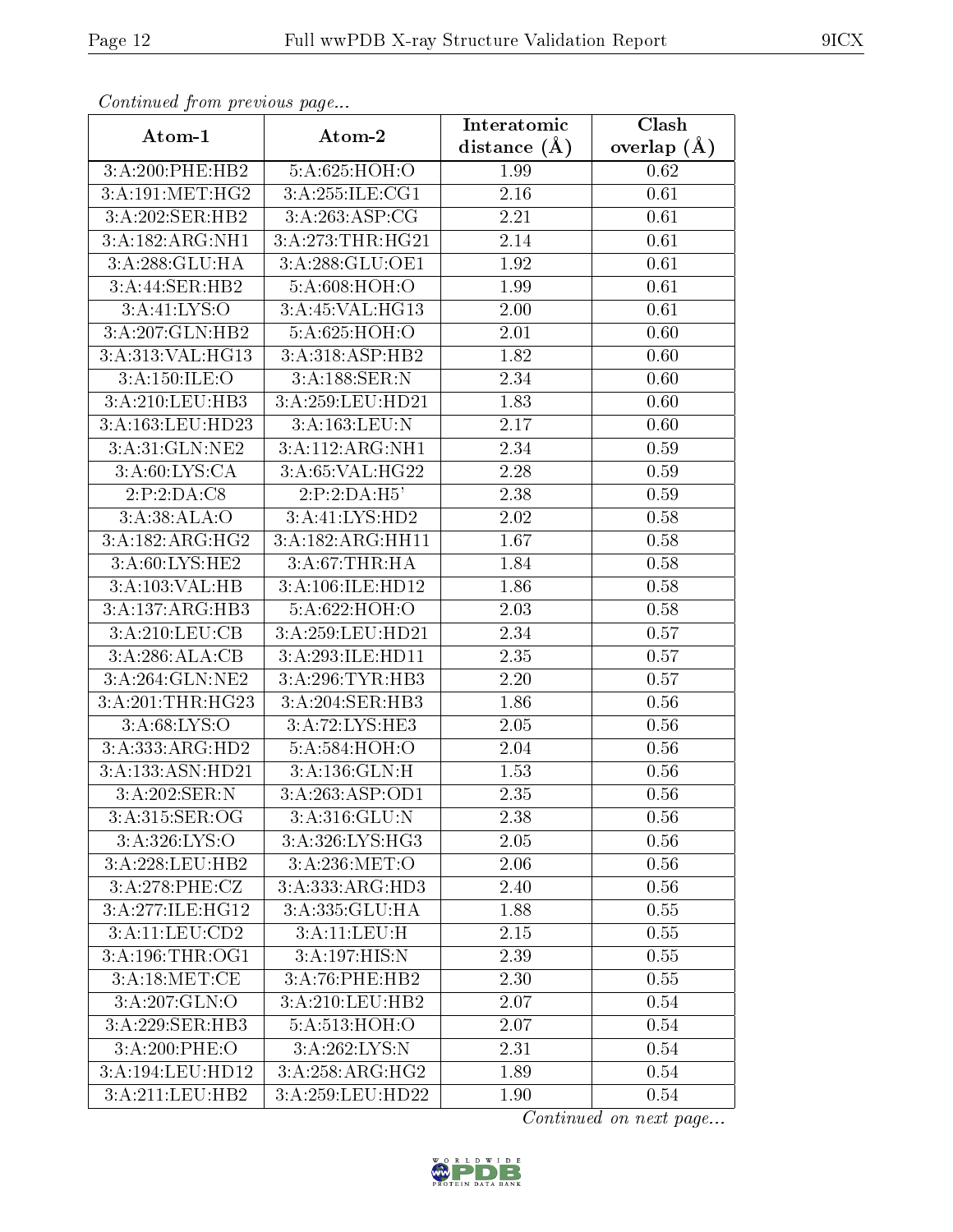*Continued from previous page...*

| Atom-1 | Atom-2 | Interatomic distance (Å) | Clash overlap (Å) |
|---|---|---|---|
| 3:A:200:PHE:HB2 | 5:A:625:HOH:O | 1.99 | 0.62 |
| 3:A:191:MET:HG2 | 3:A:255:ILE:CG1 | 2.16 | 0.61 |
| 3:A:202:SER:HB2 | 3:A:263:ASP:CG | 2.21 | 0.61 |
| 3:A:182:ARG:NH1 | 3:A:273:THR:HG21 | 2.14 | 0.61 |
| 3:A:288:GLU:HA | 3:A:288:GLU:OE1 | 1.92 | 0.61 |
| 3:A:44:SER:HB2 | 5:A:608:HOH:O | 1.99 | 0.61 |
| 3:A:41:LYS:O | 3:A:45:VAL:HG13 | 2.00 | 0.61 |
| 3:A:207:GLN:HB2 | 5:A:625:HOH:O | 2.01 | 0.60 |
| 3:A:313:VAL:HG13 | 3:A:318:ASP:HB2 | 1.82 | 0.60 |
| 3:A:150:ILE:O | 3:A:188:SER:N | 2.34 | 0.60 |
| 3:A:210:LEU:HB3 | 3:A:259:LEU:HD21 | 1.83 | 0.60 |
| 3:A:163:LEU:HD23 | 3:A:163:LEU:N | 2.17 | 0.60 |
| 3:A:31:GLN:NE2 | 3:A:112:ARG:NH1 | 2.34 | 0.59 |
| 3:A:60:LYS:CA | 3:A:65:VAL:HG22 | 2.28 | 0.59 |
| 2:P:2:DA:C8 | 2:P:2:DA:H5' | 2.38 | 0.59 |
| 3:A:38:ALA:O | 3:A:41:LYS:HD2 | 2.02 | 0.58 |
| 3:A:182:ARG:HG2 | 3:A:182:ARG:HH11 | 1.67 | 0.58 |
| 3:A:60:LYS:HE2 | 3:A:67:THR:HA | 1.84 | 0.58 |
| 3:A:103:VAL:HB | 3:A:106:ILE:HD12 | 1.86 | 0.58 |
| 3:A:137:ARG:HB3 | 5:A:622:HOH:O | 2.03 | 0.58 |
| 3:A:210:LEU:CB | 3:A:259:LEU:HD21 | 2.34 | 0.57 |
| 3:A:286:ALA:CB | 3:A:293:ILE:HD11 | 2.35 | 0.57 |
| 3:A:264:GLN:NE2 | 3:A:296:TYR:HB3 | 2.20 | 0.57 |
| 3:A:201:THR:HG23 | 3:A:204:SER:HB3 | 1.86 | 0.56 |
| 3:A:68:LYS:O | 3:A:72:LYS:HE3 | 2.05 | 0.56 |
| 3:A:333:ARG:HD2 | 5:A:584:HOH:O | 2.04 | 0.56 |
| 3:A:133:ASN:HD21 | 3:A:136:GLN:H | 1.53 | 0.56 |
| 3:A:202:SER:N | 3:A:263:ASP:OD1 | 2.35 | 0.56 |
| 3:A:315:SER:OG | 3:A:316:GLU:N | 2.38 | 0.56 |
| 3:A:326:LYS:O | 3:A:326:LYS:HG3 | 2.05 | 0.56 |
| 3:A:228:LEU:HB2 | 3:A:236:MET:O | 2.06 | 0.56 |
| 3:A:278:PHE:CZ | 3:A:333:ARG:HD3 | 2.40 | 0.56 |
| 3:A:277:ILE:HG12 | 3:A:335:GLU:HA | 1.88 | 0.55 |
| 3:A:11:LEU:CD2 | 3:A:11:LEU:H | 2.15 | 0.55 |
| 3:A:196:THR:OG1 | 3:A:197:HIS:N | 2.39 | 0.55 |
| 3:A:18:MET:CE | 3:A:76:PHE:HB2 | 2.30 | 0.55 |
| 3:A:207:GLN:O | 3:A:210:LEU:HB2 | 2.07 | 0.54 |
| 3:A:229:SER:HB3 | 5:A:513:HOH:O | 2.07 | 0.54 |
| 3:A:200:PHE:O | 3:A:262:LYS:N | 2.31 | 0.54 |
| 3:A:194:LEU:HD12 | 3:A:258:ARG:HG2 | 1.89 | 0.54 |
| 3:A:211:LEU:HB2 | 3:A:259:LEU:HD22 | 1.90 | 0.54 |

*Continued on next page...*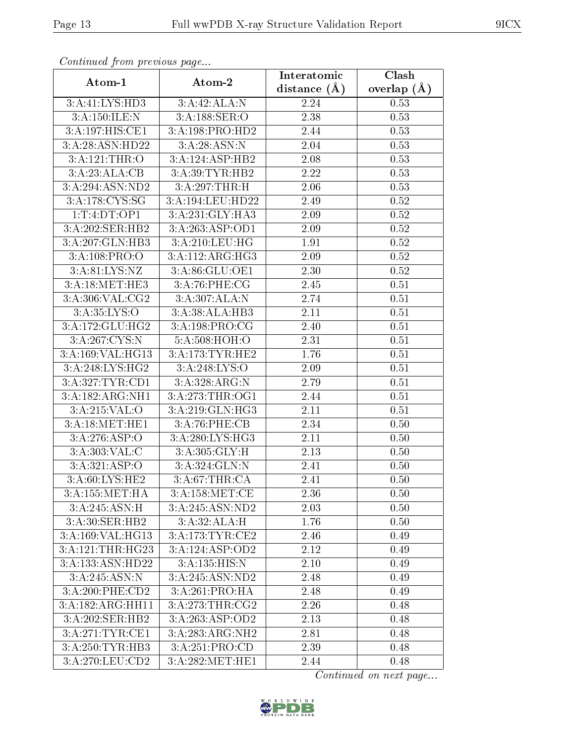*Continued from previous page...*

| Atom-1 | Atom-2 | Interatomic distance (Å) | Clash overlap (Å) |
|---|---|---|---|
| 3:A:41:LYS:HD3 | 3:A:42:ALA:N | 2.24 | 0.53 |
| 3:A:150:ILE:N | 3:A:188:SER:O | 2.38 | 0.53 |
| 3:A:197:HIS:CE1 | 3:A:198:PRO:HD2 | 2.44 | 0.53 |
| 3:A:28:ASN:HD22 | 3:A:28:ASN:N | 2.04 | 0.53 |
| 3:A:121:THR:O | 3:A:124:ASP:HB2 | 2.08 | 0.53 |
| 3:A:23:ALA:CB | 3:A:39:TYR:HB2 | 2.22 | 0.53 |
| 3:A:294:ASN:ND2 | 3:A:297:THR:H | 2.06 | 0.53 |
| 3:A:178:CYS:SG | 3:A:194:LEU:HD22 | 2.49 | 0.52 |
| 1:T:4:DT:OP1 | 3:A:231:GLY:HA3 | 2.09 | 0.52 |
| 3:A:202:SER:HB2 | 3:A:263:ASP:OD1 | 2.09 | 0.52 |
| 3:A:207:GLN:HB3 | 3:A:210:LEU:HG | 1.91 | 0.52 |
| 3:A:108:PRO:O | 3:A:112:ARG:HG3 | 2.09 | 0.52 |
| 3:A:81:LYS:NZ | 3:A:86:GLU:OE1 | 2.30 | 0.52 |
| 3:A:18:MET:HE3 | 3:A:76:PHE:CG | 2.45 | 0.51 |
| 3:A:306:VAL:CG2 | 3:A:307:ALA:N | 2.74 | 0.51 |
| 3:A:35:LYS:O | 3:A:38:ALA:HB3 | 2.11 | 0.51 |
| 3:A:172:GLU:HG2 | 3:A:198:PRO:CG | 2.40 | 0.51 |
| 3:A:267:CYS:N | 5:A:508:HOH:O | 2.31 | 0.51 |
| 3:A:169:VAL:HG13 | 3:A:173:TYR:HE2 | 1.76 | 0.51 |
| 3:A:248:LYS:HG2 | 3:A:248:LYS:O | 2.09 | 0.51 |
| 3:A:327:TYR:CD1 | 3:A:328:ARG:N | 2.79 | 0.51 |
| 3:A:182:ARG:NH1 | 3:A:273:THR:OG1 | 2.44 | 0.51 |
| 3:A:215:VAL:O | 3:A:219:GLN:HG3 | 2.11 | 0.51 |
| 3:A:18:MET:HE1 | 3:A:76:PHE:CB | 2.34 | 0.50 |
| 3:A:276:ASP:O | 3:A:280:LYS:HG3 | 2.11 | 0.50 |
| 3:A:303:VAL:C | 3:A:305:GLY:H | 2.13 | 0.50 |
| 3:A:321:ASP:O | 3:A:324:GLN:N | 2.41 | 0.50 |
| 3:A:60:LYS:HE2 | 3:A:67:THR:CA | 2.41 | 0.50 |
| 3:A:155:MET:HA | 3:A:158:MET:CE | 2.36 | 0.50 |
| 3:A:245:ASN:H | 3:A:245:ASN:ND2 | 2.03 | 0.50 |
| 3:A:30:SER:HB2 | 3:A:32:ALA:H | 1.76 | 0.50 |
| 3:A:169:VAL:HG13 | 3:A:173:TYR:CE2 | 2.46 | 0.49 |
| 3:A:121:THR:HG23 | 3:A:124:ASP:OD2 | 2.12 | 0.49 |
| 3:A:133:ASN:HD22 | 3:A:135:HIS:N | 2.10 | 0.49 |
| 3:A:245:ASN:N | 3:A:245:ASN:ND2 | 2.48 | 0.49 |
| 3:A:200:PHE:CD2 | 3:A:261:PRO:HA | 2.48 | 0.49 |
| 3:A:182:ARG:HH11 | 3:A:273:THR:CG2 | 2.26 | 0.48 |
| 3:A:202:SER:HB2 | 3:A:263:ASP:OD2 | 2.13 | 0.48 |
| 3:A:271:TYR:CE1 | 3:A:283:ARG:NH2 | 2.81 | 0.48 |
| 3:A:250:TYR:HB3 | 3:A:251:PRO:CD | 2.39 | 0.48 |
| 3:A:270:LEU:CD2 | 3:A:282:MET:HE1 | 2.44 | 0.48 |

*Continued on next page...*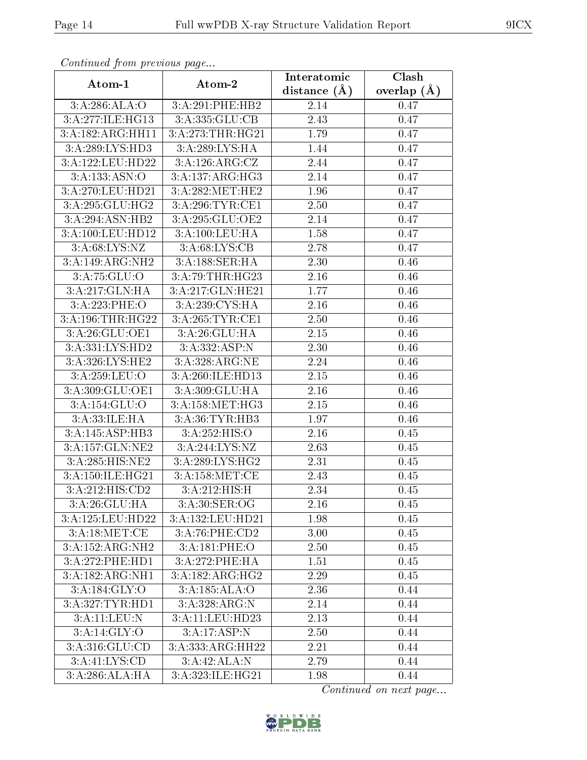*Continued from previous page...*

| Atom-1 | Atom-2 | Interatomic distance (Å) | Clash overlap (Å) |
|---|---|---|---|
| 3:A:286:ALA:O | 3:A:291:PHE:HB2 | 2.14 | 0.47 |
| 3:A:277:ILE:HG13 | 3:A:335:GLU:CB | 2.43 | 0.47 |
| 3:A:182:ARG:HH11 | 3:A:273:THR:HG21 | 1.79 | 0.47 |
| 3:A:289:LYS:HD3 | 3:A:289:LYS:HA | 1.44 | 0.47 |
| 3:A:122:LEU:HD22 | 3:A:126:ARG:CZ | 2.44 | 0.47 |
| 3:A:133:ASN:O | 3:A:137:ARG:HG3 | 2.14 | 0.47 |
| 3:A:270:LEU:HD21 | 3:A:282:MET:HE2 | 1.96 | 0.47 |
| 3:A:295:GLU:HG2 | 3:A:296:TYR:CE1 | 2.50 | 0.47 |
| 3:A:294:ASN:HB2 | 3:A:295:GLU:OE2 | 2.14 | 0.47 |
| 3:A:100:LEU:HD12 | 3:A:100:LEU:HA | 1.58 | 0.47 |
| 3:A:68:LYS:NZ | 3:A:68:LYS:CB | 2.78 | 0.47 |
| 3:A:149:ARG:NH2 | 3:A:188:SER:HA | 2.30 | 0.46 |
| 3:A:75:GLU:O | 3:A:79:THR:HG23 | 2.16 | 0.46 |
| 3:A:217:GLN:HA | 3:A:217:GLN:HE21 | 1.77 | 0.46 |
| 3:A:223:PHE:O | 3:A:239:CYS:HA | 2.16 | 0.46 |
| 3:A:196:THR:HG22 | 3:A:265:TYR:CE1 | 2.50 | 0.46 |
| 3:A:26:GLU:OE1 | 3:A:26:GLU:HA | 2.15 | 0.46 |
| 3:A:331:LYS:HD2 | 3:A:332:ASP:N | 2.30 | 0.46 |
| 3:A:326:LYS:HE2 | 3:A:328:ARG:NE | 2.24 | 0.46 |
| 3:A:259:LEU:O | 3:A:260:ILE:HD13 | 2.15 | 0.46 |
| 3:A:309:GLU:OE1 | 3:A:309:GLU:HA | 2.16 | 0.46 |
| 3:A:154:GLU:O | 3:A:158:MET:HG3 | 2.15 | 0.46 |
| 3:A:33:ILE:HA | 3:A:36:TYR:HB3 | 1.97 | 0.46 |
| 3:A:145:ASP:HB3 | 3:A:252:HIS:O | 2.16 | 0.45 |
| 3:A:157:GLN:NE2 | 3:A:244:LYS:NZ | 2.63 | 0.45 |
| 3:A:285:HIS:NE2 | 3:A:289:LYS:HG2 | 2.31 | 0.45 |
| 3:A:150:ILE:HG21 | 3:A:158:MET:CE | 2.43 | 0.45 |
| 3:A:212:HIS:CD2 | 3:A:212:HIS:H | 2.34 | 0.45 |
| 3:A:26:GLU:HA | 3:A:30:SER:OG | 2.16 | 0.45 |
| 3:A:125:LEU:HD22 | 3:A:132:LEU:HD21 | 1.98 | 0.45 |
| 3:A:18:MET:CE | 3:A:76:PHE:CD2 | 3.00 | 0.45 |
| 3:A:152:ARG:NH2 | 3:A:181:PHE:O | 2.50 | 0.45 |
| 3:A:272:PHE:HD1 | 3:A:272:PHE:HA | 1.51 | 0.45 |
| 3:A:182:ARG:NH1 | 3:A:182:ARG:HG2 | 2.29 | 0.45 |
| 3:A:184:GLY:O | 3:A:185:ALA:O | 2.36 | 0.44 |
| 3:A:327:TYR:HD1 | 3:A:328:ARG:N | 2.14 | 0.44 |
| 3:A:11:LEU:N | 3:A:11:LEU:HD23 | 2.13 | 0.44 |
| 3:A:14:GLY:O | 3:A:17:ASP:N | 2.50 | 0.44 |
| 3:A:316:GLU:CD | 3:A:333:ARG:HH22 | 2.21 | 0.44 |
| 3:A:41:LYS:CD | 3:A:42:ALA:N | 2.79 | 0.44 |
| 3:A:286:ALA:HA | 3:A:323:ILE:HG21 | 1.98 | 0.44 |

*Continued on next page...*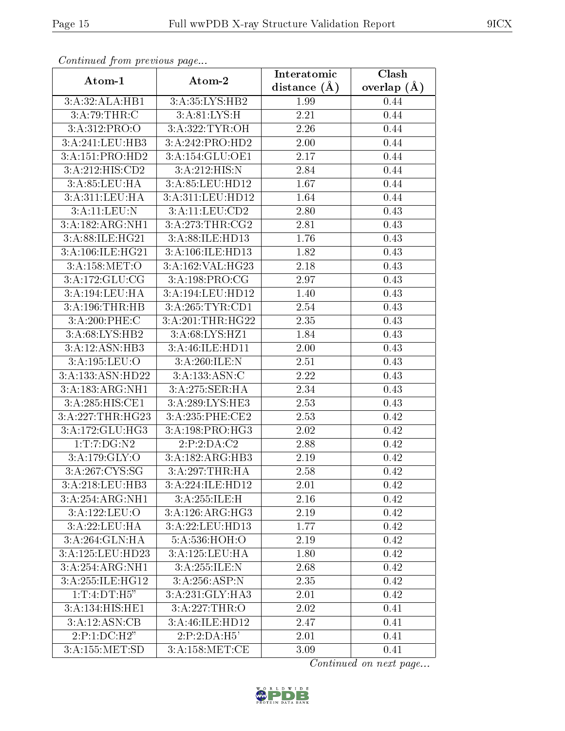*Continued from previous page...*

| Atom-1 | Atom-2 | Interatomic distance (Å) | Clash overlap (Å) |
|---|---|---|---|
| 3:A:32:ALA:HB1 | 3:A:35:LYS:HB2 | 1.99 | 0.44 |
| 3:A:79:THR:C | 3:A:81:LYS:H | 2.21 | 0.44 |
| 3:A:312:PRO:O | 3:A:322:TYR:OH | 2.26 | 0.44 |
| 3:A:241:LEU:HB3 | 3:A:242:PRO:HD2 | 2.00 | 0.44 |
| 3:A:151:PRO:HD2 | 3:A:154:GLU:OE1 | 2.17 | 0.44 |
| 3:A:212:HIS:CD2 | 3:A:212:HIS:N | 2.84 | 0.44 |
| 3:A:85:LEU:HA | 3:A:85:LEU:HD12 | 1.67 | 0.44 |
| 3:A:311:LEU:HA | 3:A:311:LEU:HD12 | 1.64 | 0.44 |
| 3:A:11:LEU:N | 3:A:11:LEU:CD2 | 2.80 | 0.43 |
| 3:A:182:ARG:NH1 | 3:A:273:THR:CG2 | 2.81 | 0.43 |
| 3:A:88:ILE:HG21 | 3:A:88:ILE:HD13 | 1.76 | 0.43 |
| 3:A:106:ILE:HG21 | 3:A:106:ILE:HD13 | 1.82 | 0.43 |
| 3:A:158:MET:O | 3:A:162:VAL:HG23 | 2.18 | 0.43 |
| 3:A:172:GLU:CG | 3:A:198:PRO:CG | 2.97 | 0.43 |
| 3:A:194:LEU:HA | 3:A:194:LEU:HD12 | 1.40 | 0.43 |
| 3:A:196:THR:HB | 3:A:265:TYR:CD1 | 2.54 | 0.43 |
| 3:A:200:PHE:C | 3:A:201:THR:HG22 | 2.35 | 0.43 |
| 3:A:68:LYS:HB2 | 3:A:68:LYS:HZ1 | 1.84 | 0.43 |
| 3:A:12:ASN:HB3 | 3:A:46:ILE:HD11 | 2.00 | 0.43 |
| 3:A:195:LEU:O | 3:A:260:ILE:N | 2.51 | 0.43 |
| 3:A:133:ASN:HD22 | 3:A:133:ASN:C | 2.22 | 0.43 |
| 3:A:183:ARG:NH1 | 3:A:275:SER:HA | 2.34 | 0.43 |
| 3:A:285:HIS:CE1 | 3:A:289:LYS:HE3 | 2.53 | 0.43 |
| 3:A:227:THR:HG23 | 3:A:235:PHE:CE2 | 2.53 | 0.42 |
| 3:A:172:GLU:HG3 | 3:A:198:PRO:HG3 | 2.02 | 0.42 |
| 1:T:7:DG:N2 | 2:P:2:DA:C2 | 2.88 | 0.42 |
| 3:A:179:GLY:O | 3:A:182:ARG:HB3 | 2.19 | 0.42 |
| 3:A:267:CYS:SG | 3:A:297:THR:HA | 2.58 | 0.42 |
| 3:A:218:LEU:HB3 | 3:A:224:ILE:HD12 | 2.01 | 0.42 |
| 3:A:254:ARG:NH1 | 3:A:255:ILE:H | 2.16 | 0.42 |
| 3:A:122:LEU:O | 3:A:126:ARG:HG3 | 2.19 | 0.42 |
| 3:A:22:LEU:HA | 3:A:22:LEU:HD13 | 1.77 | 0.42 |
| 3:A:264:GLN:HA | 5:A:536:HOH:O | 2.19 | 0.42 |
| 3:A:125:LEU:HD23 | 3:A:125:LEU:HA | 1.80 | 0.42 |
| 3:A:254:ARG:NH1 | 3:A:255:ILE:N | 2.68 | 0.42 |
| 3:A:255:ILE:HG12 | 3:A:256:ASP:N | 2.35 | 0.42 |
| 1:T:4:DT:H5" | 3:A:231:GLY:HA3 | 2.01 | 0.42 |
| 3:A:134:HIS:HE1 | 3:A:227:THR:O | 2.02 | 0.41 |
| 3:A:12:ASN:CB | 3:A:46:ILE:HD12 | 2.47 | 0.41 |
| 2:P:1:DC:H2" | 2:P:2:DA:H5' | 2.01 | 0.41 |
| 3:A:155:MET:SD | 3:A:158:MET:CE | 3.09 | 0.41 |

*Continued on next page...*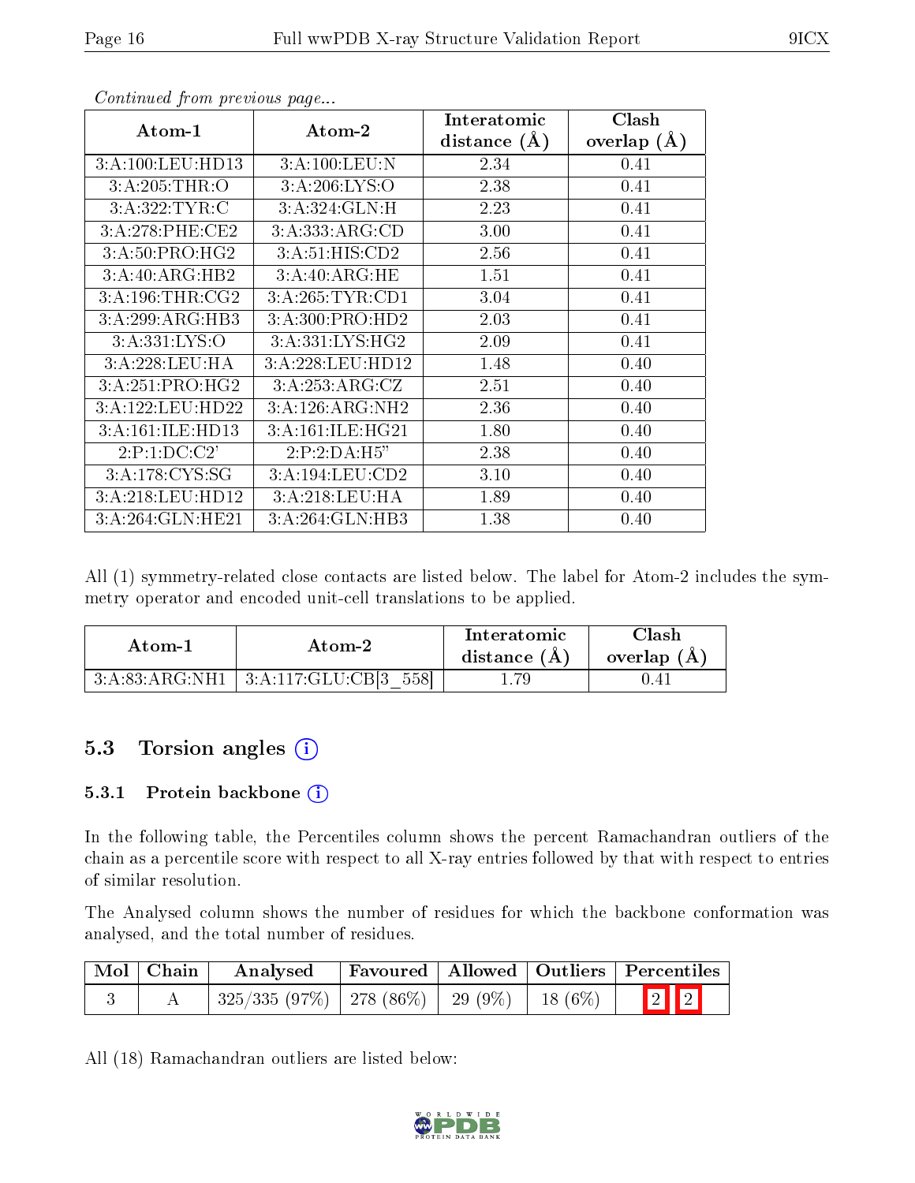*Continued from previous page...*

| Atom-1 | Atom-2 | Interatomic distance (Å) | Clash overlap (Å) |
|---|---|---|---|
| 3:A:100:LEU:HD13 | 3:A:100:LEU:N | 2.34 | 0.41 |
| 3:A:205:THR:O | 3:A:206:LYS:O | 2.38 | 0.41 |
| 3:A:322:TYR:C | 3:A:324:GLN:H | 2.23 | 0.41 |
| 3:A:278:PHE:CE2 | 3:A:333:ARG:CD | 3.00 | 0.41 |
| 3:A:50:PRO:HG2 | 3:A:51:HIS:CD2 | 2.56 | 0.41 |
| 3:A:40:ARG:HB2 | 3:A:40:ARG:HE | 1.51 | 0.41 |
| 3:A:196:THR:CG2 | 3:A:265:TYR:CD1 | 3.04 | 0.41 |
| 3:A:299:ARG:HB3 | 3:A:300:PRO:HD2 | 2.03 | 0.41 |
| 3:A:331:LYS:O | 3:A:331:LYS:HG2 | 2.09 | 0.41 |
| 3:A:228:LEU:HA | 3:A:228:LEU:HD12 | 1.48 | 0.40 |
| 3:A:251:PRO:HG2 | 3:A:253:ARG:CZ | 2.51 | 0.40 |
| 3:A:122:LEU:HD22 | 3:A:126:ARG:NH2 | 2.36 | 0.40 |
| 3:A:161:ILE:HD13 | 3:A:161:ILE:HG21 | 1.80 | 0.40 |
| 2:P:1:DC:C2' | 2:P:2:DA:H5" | 2.38 | 0.40 |
| 3:A:178:CYS:SG | 3:A:194:LEU:CD2 | 3.10 | 0.40 |
| 3:A:218:LEU:HD12 | 3:A:218:LEU:HA | 1.89 | 0.40 |
| 3:A:264:GLN:HE21 | 3:A:264:GLN:HB3 | 1.38 | 0.40 |

All (1) symmetry-related close contacts are listed below. The label for Atom-2 includes the symmetry operator and encoded unit-cell translations to be applied.

| Atom-1 | Atom-2 | Interatomic distance (Å) | Clash overlap (Å) |
|---|---|---|---|
| 3:A:83:ARG:NH1 | 3:A:117:GLU:CB[3_558] | 1.79 | 0.41 |

### 5.3 Torsion angles

#### 5.3.1 Protein backbone

In the following table, the Percentiles column shows the percent Ramachandran outliers of the chain as a percentile score with respect to all X-ray entries followed by that with respect to entries of similar resolution.

The Analysed column shows the number of residues for which the backbone conformation was analysed, and the total number of residues.

| Mol | Chain | Analysed | Favoured | Allowed | Outliers | Percentiles | |
|---|---|---|---|---|---|---|---|
| 3 | A | 325/335 (97%) | 278 (86%) | 29 (9%) | 18 (6%) | 2 | 2 |

All (18) Ramachandran outliers are listed below: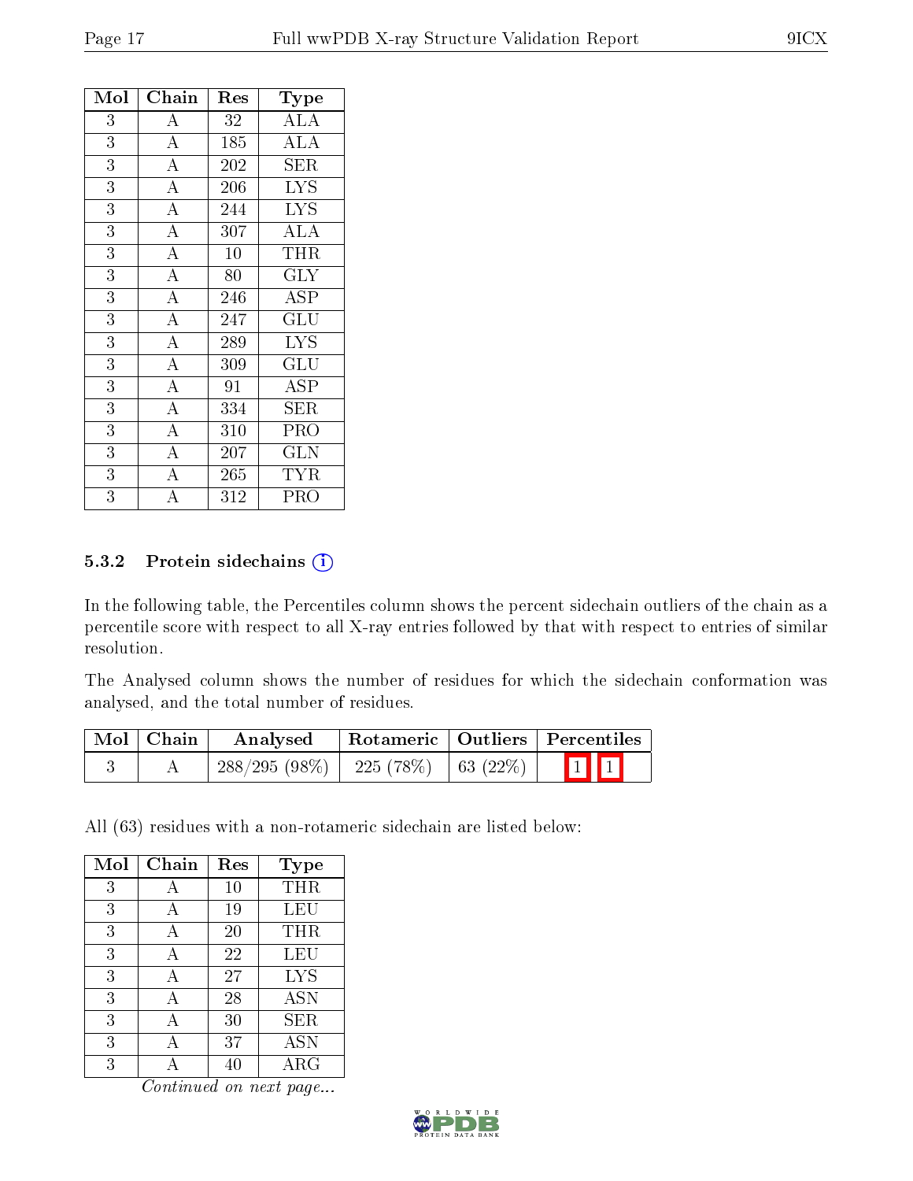| Mol | Chain | Res | Type |
|---|---|---|---|
| 3 | A | 32 | ALA |
| 3 | A | 185 | ALA |
| 3 | A | 202 | SER |
| 3 | A | 206 | LYS |
| 3 | A | 244 | LYS |
| 3 | A | 307 | ALA |
| 3 | A | 10 | THR |
| 3 | A | 80 | GLY |
| 3 | A | 246 | ASP |
| 3 | A | 247 | GLU |
| 3 | A | 289 | LYS |
| 3 | A | 309 | GLU |
| 3 | A | 91 | ASP |
| 3 | A | 334 | SER |
| 3 | A | 310 | PRO |
| 3 | A | 207 | GLN |
| 3 | A | 265 | TYR |
| 3 | A | 312 | PRO |

### 5.3.2 Protein sidechains

In the following table, the Percentiles column shows the percent sidechain outliers of the chain as a percentile score with respect to all X-ray entries followed by that with respect to entries of similar resolution.

The Analysed column shows the number of residues for which the sidechain conformation was analysed, and the total number of residues.

| Mol | Chain | Analysed | Rotameric | Outliers | Percentiles | |
|---|---|---|---|---|---|---|
| 3 | A | 288/295 (98%) | 225 (78%) | 63 (22%) | 1 | 1 |

All (63) residues with a non-rotameric sidechain are listed below:

| Mol | Chain | Res | Type |
|---|---|---|---|
| 3 | A | 10 | THR |
| 3 | A | 19 | LEU |
| 3 | A | 20 | THR |
| 3 | A | 22 | LEU |
| 3 | A | 27 | LYS |
| 3 | A | 28 | ASN |
| 3 | A | 30 | SER |
| 3 | A | 37 | ASN |
| 3 | A | 40 | ARG |

*Continued on next page...*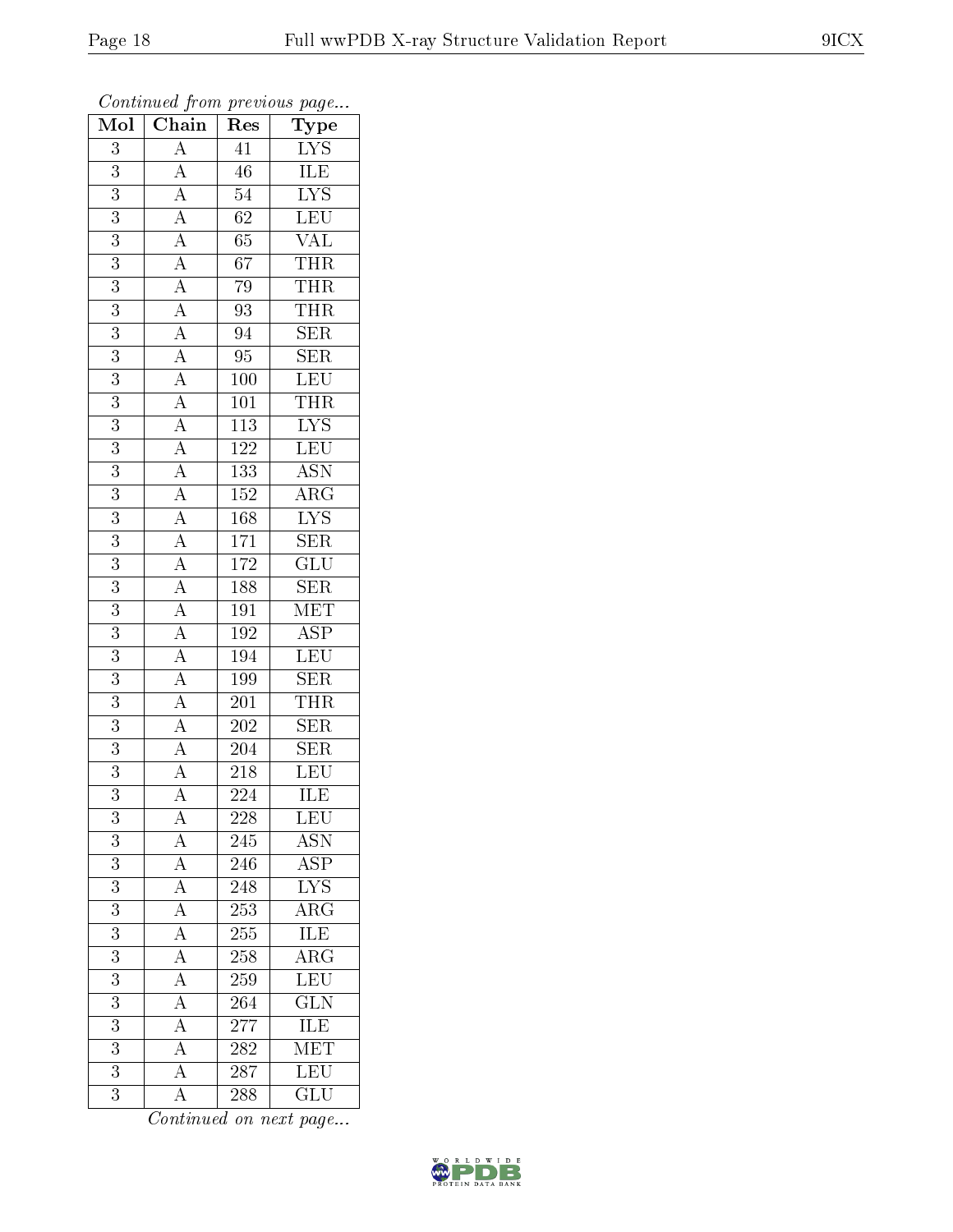*Continued from previous page...*

| Mol | Chain | Res | Type |
|---|---|---|---|
| 3 | A | 41 | LYS |
| 3 | A | 46 | ILE |
| 3 | A | 54 | LYS |
| 3 | A | 62 | LEU |
| 3 | A | 65 | VAL |
| 3 | A | 67 | THR |
| 3 | A | 79 | THR |
| 3 | A | 93 | THR |
| 3 | A | 94 | SER |
| 3 | A | 95 | SER |
| 3 | A | 100 | LEU |
| 3 | A | 101 | THR |
| 3 | A | 113 | LYS |
| 3 | A | 122 | LEU |
| 3 | A | 133 | ASN |
| 3 | A | 152 | ARG |
| 3 | A | 168 | LYS |
| 3 | A | 171 | SER |
| 3 | A | 172 | GLU |
| 3 | A | 188 | SER |
| 3 | A | 191 | MET |
| 3 | A | 192 | ASP |
| 3 | A | 194 | LEU |
| 3 | A | 199 | SER |
| 3 | A | 201 | THR |
| 3 | A | 202 | SER |
| 3 | A | 204 | SER |
| 3 | A | 218 | LEU |
| 3 | A | 224 | ILE |
| 3 | A | 228 | LEU |
| 3 | A | 245 | ASN |
| 3 | A | 246 | ASP |
| 3 | A | 248 | LYS |
| 3 | A | 253 | ARG |
| 3 | A | 255 | ILE |
| 3 | A | 258 | ARG |
| 3 | A | 259 | LEU |
| 3 | A | 264 | GLN |
| 3 | A | 277 | ILE |
| 3 | A | 282 | MET |
| 3 | A | 287 | LEU |
| 3 | A | 288 | GLU |

*Continued on next page...*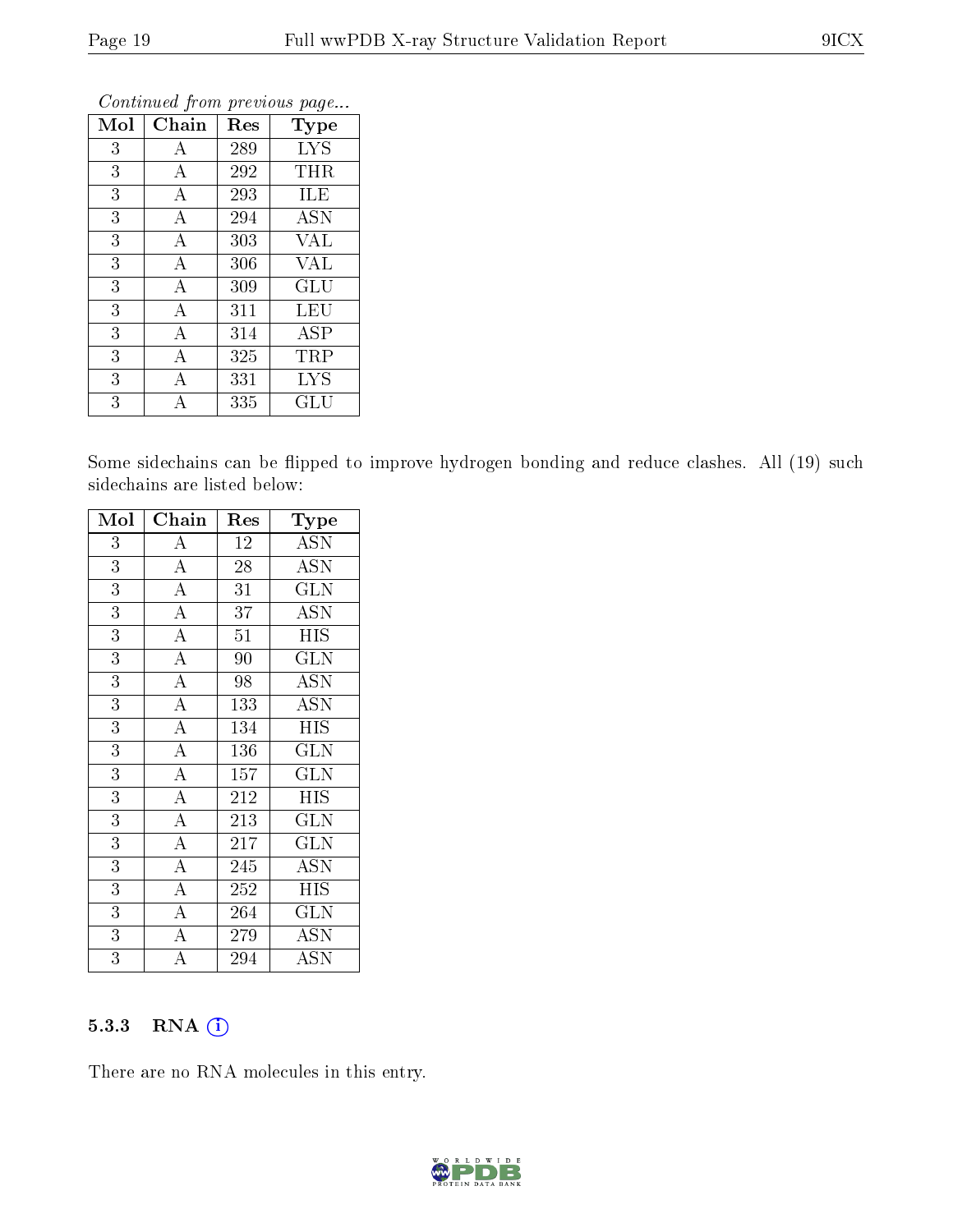*Continued from previous page...*

| Mol | Chain | Res | Type |
|---|---|---|---|
| 3 | A | 289 | LYS |
| 3 | A | 292 | THR |
| 3 | A | 293 | ILE |
| 3 | A | 294 | ASN |
| 3 | A | 303 | VAL |
| 3 | A | 306 | VAL |
| 3 | A | 309 | GLU |
| 3 | A | 311 | LEU |
| 3 | A | 314 | ASP |
| 3 | A | 325 | TRP |
| 3 | A | 331 | LYS |
| 3 | A | 335 | GLU |

Some sidechains can be flipped to improve hydrogen bonding and reduce clashes. All (19) such sidechains are listed below:

| Mol | Chain | Res | Type |
|---|---|---|---|
| 3 | A | 12 | ASN |
| 3 | A | 28 | ASN |
| 3 | A | 31 | GLN |
| 3 | A | 37 | ASN |
| 3 | A | 51 | HIS |
| 3 | A | 90 | GLN |
| 3 | A | 98 | ASN |
| 3 | A | 133 | ASN |
| 3 | A | 134 | HIS |
| 3 | A | 136 | GLN |
| 3 | A | 157 | GLN |
| 3 | A | 212 | HIS |
| 3 | A | 213 | GLN |
| 3 | A | 217 | GLN |
| 3 | A | 245 | ASN |
| 3 | A | 252 | HIS |
| 3 | A | 264 | GLN |
| 3 | A | 279 | ASN |
| 3 | A | 294 | ASN |

### 5.3.3 RNA

There are no RNA molecules in this entry.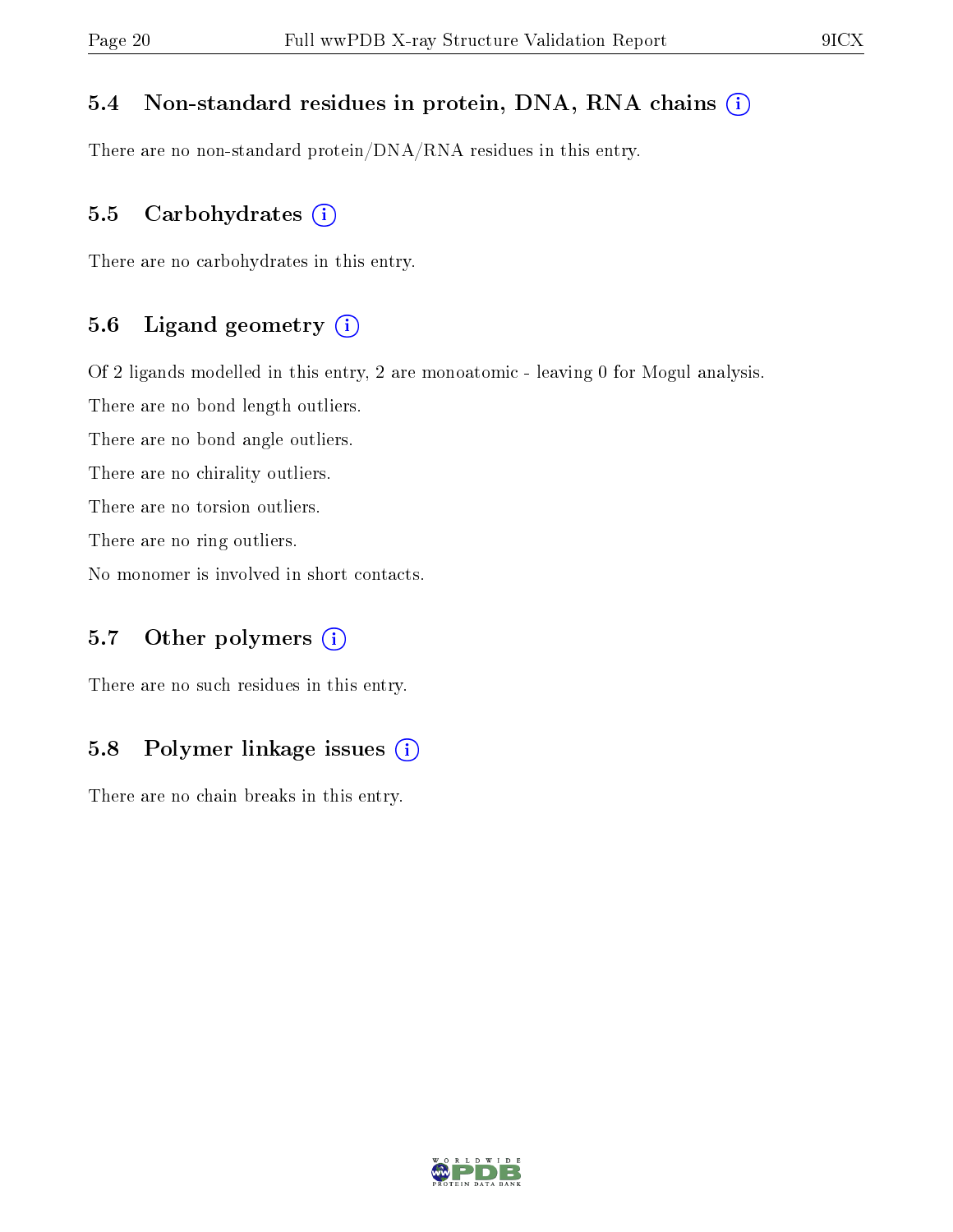## 5.4 Non-standard residues in protein, DNA, RNA chains (i)

There are no non-standard protein/DNA/RNA residues in this entry.

## 5.5 Carbohydrates (i)

There are no carbohydrates in this entry.

## 5.6 Ligand geometry (i)

Of 2 ligands modelled in this entry, 2 are monoatomic - leaving 0 for Mogul analysis.

There are no bond length outliers.

There are no bond angle outliers.

There are no chirality outliers.

There are no torsion outliers.

There are no ring outliers.

No monomer is involved in short contacts.

## 5.7 Other polymers (i)

There are no such residues in this entry.

## 5.8 Polymer linkage issues (i)

There are no chain breaks in this entry.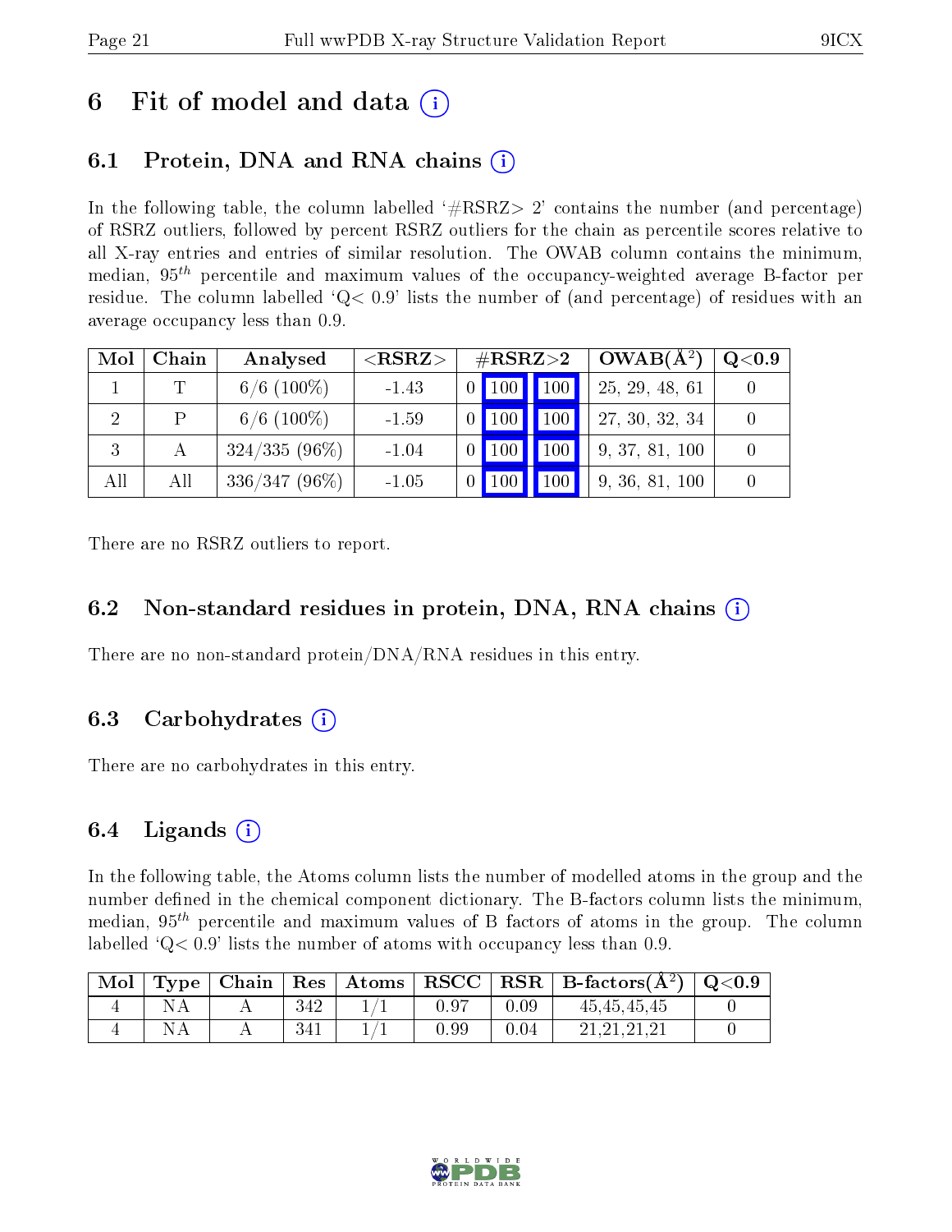# 6 Fit of model and data (i)

## 6.1 Protein, DNA and RNA chains (i)

In the following table, the column labelled '#RSRZ> 2' contains the number (and percentage) of RSRZ outliers, followed by percent RSRZ outliers for the chain as percentile scores relative to all X-ray entries and entries of similar resolution. The OWAB column contains the minimum, median, $95^{th}$ percentile and maximum values of the occupancy-weighted average B-factor per residue. The column labelled 'Q< 0.9' lists the number of (and percentage) of residues with an average occupancy less than 0.9.

| Mol | Chain | Analysed | <RSRZ> | #RSRZ>2 | | | OWAB(Å$^2$) | Q<0.9 |
|---|---|---|---|---|---|---|---|---|
| 1 | T | 6/6 (100%) | -1.43 | 0 | 100 | 100 | 25, 29, 48, 61 | 0 |
| 2 | P | 6/6 (100%) | -1.59 | 0 | 100 | 100 | 27, 30, 32, 34 | 0 |
| 3 | A | 324/335 (96%) | -1.04 | 0 | 100 | 100 | 9, 37, 81, 100 | 0 |
| All | All | 336/347 (96%) | -1.05 | 0 | 100 | 100 | 9, 36, 81, 100 | 0 |

There are no RSRZ outliers to report.

## 6.2 Non-standard residues in protein, DNA, RNA chains (i)

There are no non-standard protein/DNA/RNA residues in this entry.

## 6.3 Carbohydrates (i)

There are no carbohydrates in this entry.

## 6.4 Ligands (i)

In the following table, the Atoms column lists the number of modelled atoms in the group and the number defined in the chemical component dictionary. The B-factors column lists the minimum, median, $95^{th}$ percentile and maximum values of B factors of atoms in the group. The column labelled 'Q< 0.9' lists the number of atoms with occupancy less than 0.9.

| Mol | Type | Chain | Res | Atoms | RSCC | RSR | B-factors(Å$^2$) | Q<0.9 |
|---|---|---|---|---|---|---|---|---|
| 4 | NA | A | 342 | 1/1 | 0.97 | 0.09 | 45,45,45,45 | 0 |
| 4 | NA | A | 341 | 1/1 | 0.99 | 0.04 | 21,21,21,21 | 0 |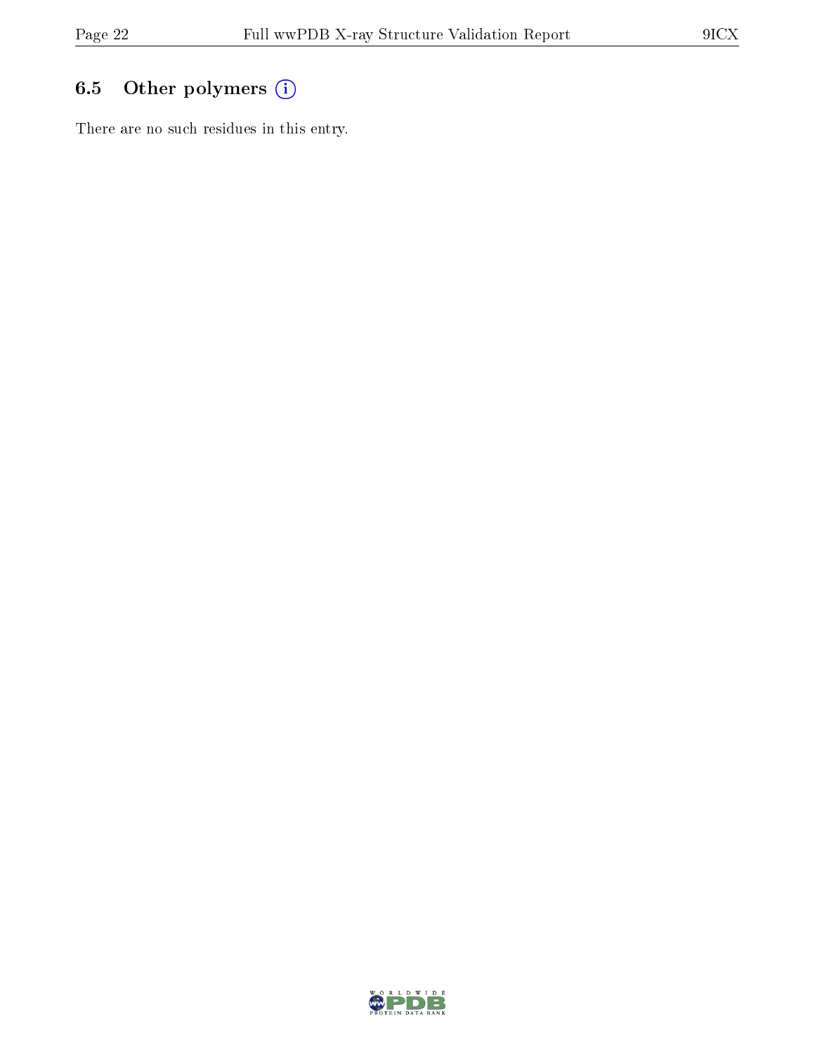### 6.5 Other polymers (i)

There are no such residues in this entry.